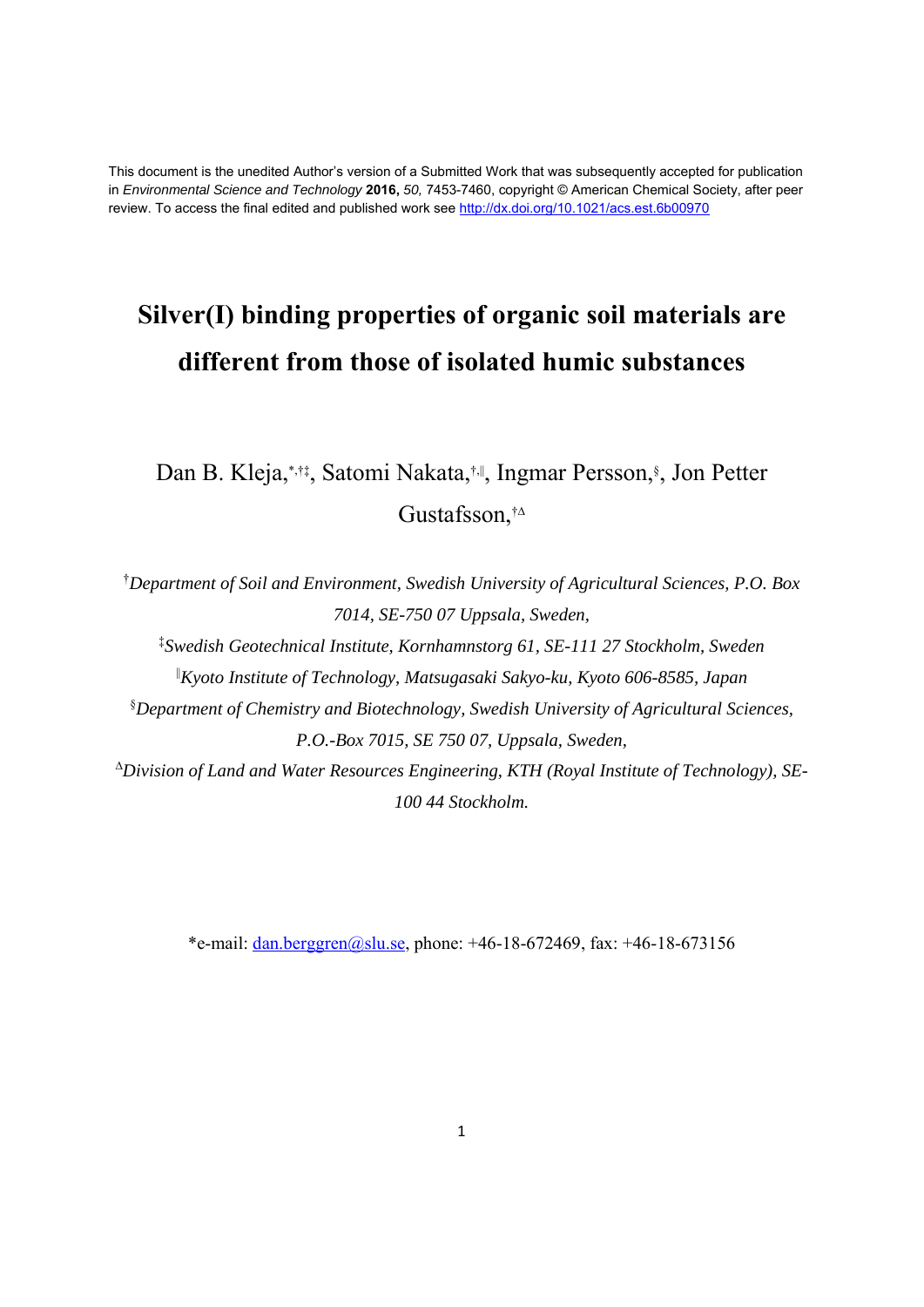This document is the unedited Author's version of a Submitted Work that was subsequently accepted for publication in *Environmental Science and Technology* **2016,** *50,* 7453-7460, copyright © American Chemical Society, after peer review. To access the final edited and published work see http://dx.doi.org/10.1021/acs.est.6b00970

# Silver(I) binding properties of organic soil materials are different from those of isolated humic substances

Dan B. Kleja,[*,†‡] Satomi Nakata,[†,‖] Ingmar Persson,[§] Jon Petter Gustafsson,[†Δ]

[†]*Department of Soil and Environment, Swedish University of Agricultural Sciences, P.O. Box 7014, SE-750 07 Uppsala, Sweden,*

[‡]*Swedish Geotechnical Institute, Kornhamnstorg 61, SE-111 27 Stockholm, Sweden*

[‖]*Kyoto Institute of Technology, Matsugasaki Sakyo-ku, Kyoto 606-8585, Japan*

[§]*Department of Chemistry and Biotechnology, Swedish University of Agricultural Sciences, P.O.-Box 7015, SE 750 07, Uppsala, Sweden,*

[Δ]*Division of Land and Water Resources Engineering, KTH (Royal Institute of Technology), SE-100 44 Stockholm.*

*e-mail: dan.berggren@slu.se, phone: +46-18-672469, fax: +46-18-673156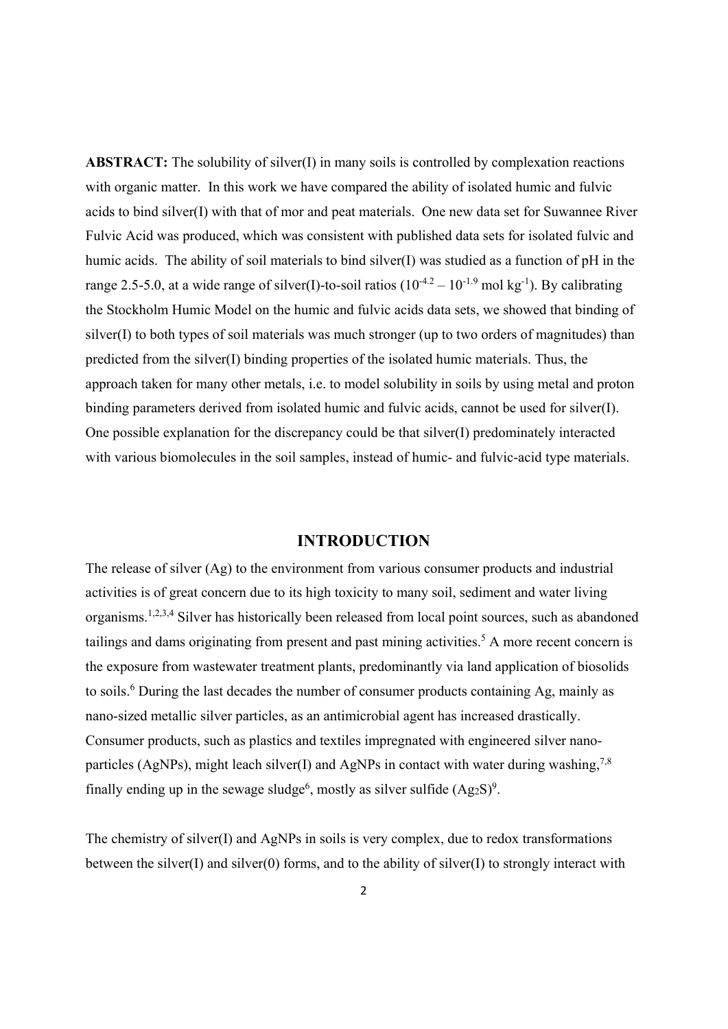**ABSTRACT:** The solubility of silver(I) in many soils is controlled by complexation reactions with organic matter. In this work we have compared the ability of isolated humic and fulvic acids to bind silver(I) with that of mor and peat materials. One new data set for Suwannee River Fulvic Acid was produced, which was consistent with published data sets for isolated fulvic and humic acids. The ability of soil materials to bind silver(I) was studied as a function of pH in the range 2.5-5.0, at a wide range of silver(I)-to-soil ratios ($10^{-4.2} – 10^{-1.9}$ mol kg$^{-1}$). By calibrating the Stockholm Humic Model on the humic and fulvic acids data sets, we showed that binding of silver(I) to both types of soil materials was much stronger (up to two orders of magnitudes) than predicted from the silver(I) binding properties of the isolated humic materials. Thus, the approach taken for many other metals, i.e. to model solubility in soils by using metal and proton binding parameters derived from isolated humic and fulvic acids, cannot be used for silver(I). One possible explanation for the discrepancy could be that silver(I) predominately interacted with various biomolecules in the soil samples, instead of humic- and fulvic-acid type materials.

## INTRODUCTION

The release of silver (Ag) to the environment from various consumer products and industrial activities is of great concern due to its high toxicity to many soil, sediment and water living organisms.[1,2,3,4] Silver has historically been released from local point sources, such as abandoned tailings and dams originating from present and past mining activities.[5] A more recent concern is the exposure from wastewater treatment plants, predominantly via land application of biosolids to soils.[6] During the last decades the number of consumer products containing Ag, mainly as nano-sized metallic silver particles, as an antimicrobial agent has increased drastically. Consumer products, such as plastics and textiles impregnated with engineered silver nano-particles (AgNPs), might leach silver(I) and AgNPs in contact with water during washing,[7,8] finally ending up in the sewage sludge[6], mostly as silver sulfide ($Ag_2S$)[9].

The chemistry of silver(I) and AgNPs in soils is very complex, due to redox transformations between the silver(I) and silver(0) forms, and to the ability of silver(I) to strongly interact with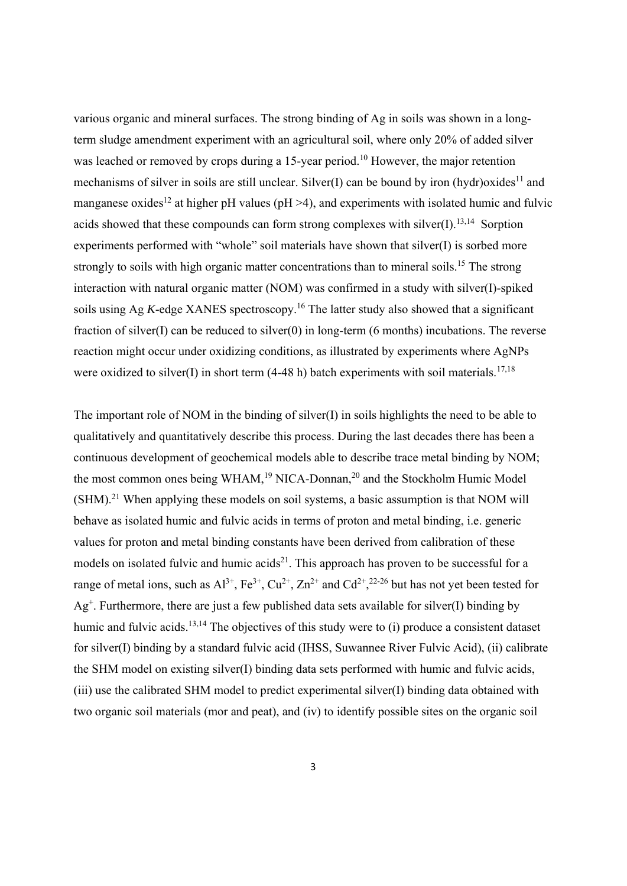various organic and mineral surfaces. The strong binding of Ag in soils was shown in a long-term sludge amendment experiment with an agricultural soil, where only 20% of added silver was leached or removed by crops during a 15-year period.[10] However, the major retention mechanisms of silver in soils are still unclear. Silver(I) can be bound by iron (hydr)oxides[11] and manganese oxides[12] at higher pH values (pH >4), and experiments with isolated humic and fulvic acids showed that these compounds can form strong complexes with silver(I).[13,14] Sorption experiments performed with "whole" soil materials have shown that silver(I) is sorbed more strongly to soils with high organic matter concentrations than to mineral soils.[15] The strong interaction with natural organic matter (NOM) was confirmed in a study with silver(I)-spiked soils using Ag *K*-edge XANES spectroscopy.[16] The latter study also showed that a significant fraction of silver(I) can be reduced to silver(0) in long-term (6 months) incubations. The reverse reaction might occur under oxidizing conditions, as illustrated by experiments where AgNPs were oxidized to silver(I) in short term (4-48 h) batch experiments with soil materials.[17,18]

The important role of NOM in the binding of silver(I) in soils highlights the need to be able to qualitatively and quantitatively describe this process. During the last decades there has been a continuous development of geochemical models able to describe trace metal binding by NOM; the most common ones being WHAM,[19] NICA-Donnan,[20] and the Stockholm Humic Model (SHM).[21] When applying these models on soil systems, a basic assumption is that NOM will behave as isolated humic and fulvic acids in terms of proton and metal binding, i.e. generic values for proton and metal binding constants have been derived from calibration of these models on isolated fulvic and humic acids[21]. This approach has proven to be successful for a range of metal ions, such as $Al^{3+}$, $Fe^{3+}$, $Cu^{2+}$, $Zn^{2+}$ and $Cd^{2+}$,[22-26] but has not yet been tested for $Ag^{+}$. Furthermore, there are just a few published data sets available for silver(I) binding by humic and fulvic acids.[13,14] The objectives of this study were to (i) produce a consistent dataset for silver(I) binding by a standard fulvic acid (IHSS, Suwannee River Fulvic Acid), (ii) calibrate the SHM model on existing silver(I) binding data sets performed with humic and fulvic acids, (iii) use the calibrated SHM model to predict experimental silver(I) binding data obtained with two organic soil materials (mor and peat), and (iv) to identify possible sites on the organic soil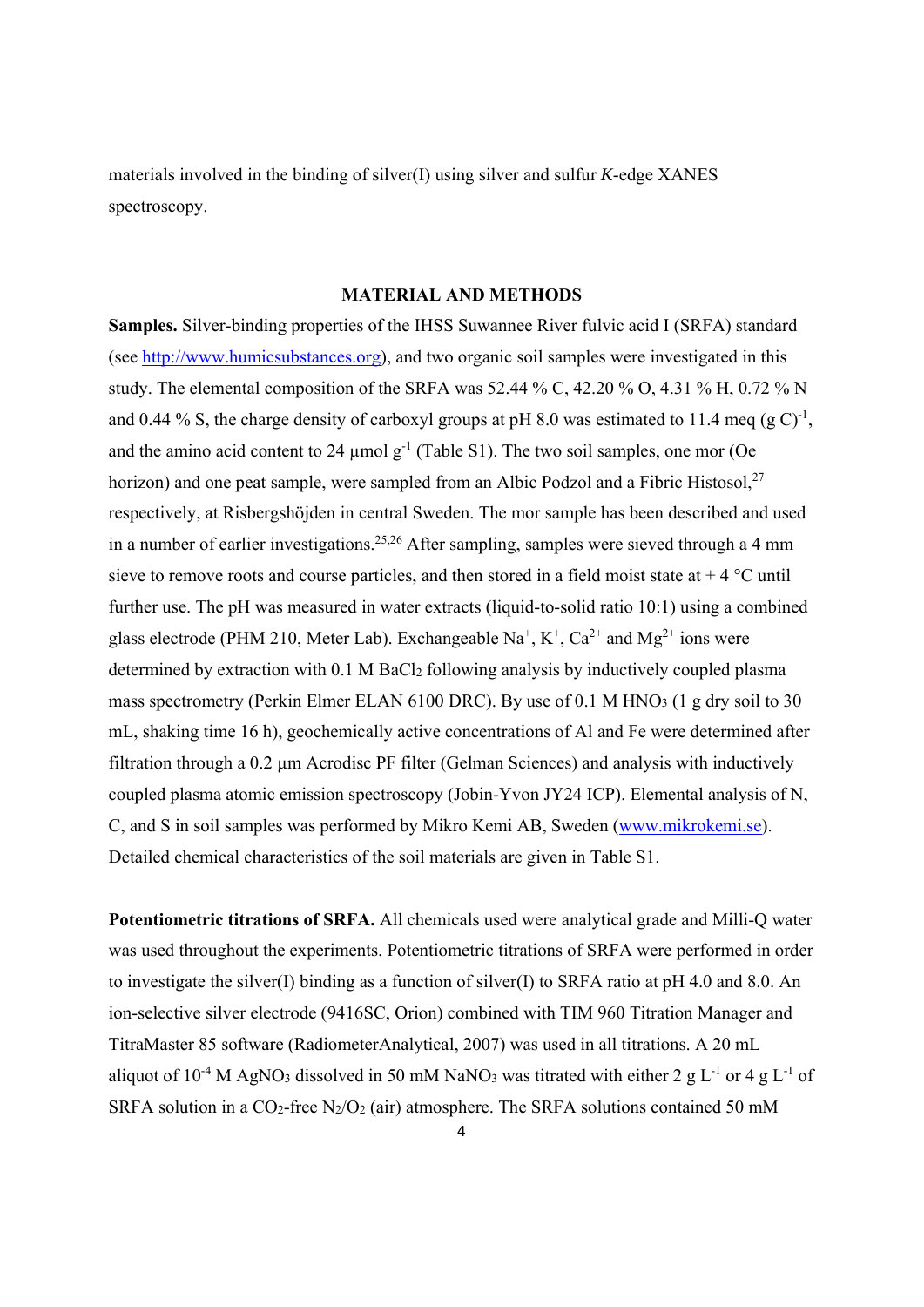materials involved in the binding of silver(I) using silver and sulfur *K*-edge XANES spectroscopy.

## MATERIAL AND METHODS

**Samples.** Silver-binding properties of the IHSS Suwannee River fulvic acid I (SRFA) standard (see http://www.humicsubstances.org), and two organic soil samples were investigated in this study. The elemental composition of the SRFA was 52.44 % C, 42.20 % O, 4.31 % H, 0.72 % N and 0.44 % S, the charge density of carboxyl groups at pH 8.0 was estimated to 11.4 meq $(g\ C)^{-1}$, and the amino acid content to 24 µmol $g^{-1}$ (Table S1). The two soil samples, one mor (Oe horizon) and one peat sample, were sampled from an Albic Podzol and a Fibric Histosol,[27] respectively, at Risbergshöjden in central Sweden. The mor sample has been described and used in a number of earlier investigations.[25,26] After sampling, samples were sieved through a 4 mm sieve to remove roots and course particles, and then stored in a field moist state at + 4 °C until further use. The pH was measured in water extracts (liquid-to-solid ratio 10:1) using a combined glass electrode (PHM 210, Meter Lab). Exchangeable $Na^+$, $K^+$, $Ca^{2+}$ and $Mg^{2+}$ ions were determined by extraction with 0.1 M $BaCl_2$ following analysis by inductively coupled plasma mass spectrometry (Perkin Elmer ELAN 6100 DRC). By use of 0.1 M $HNO_3$ (1 g dry soil to 30 mL, shaking time 16 h), geochemically active concentrations of Al and Fe were determined after filtration through a 0.2 µm Acrodisc PF filter (Gelman Sciences) and analysis with inductively coupled plasma atomic emission spectroscopy (Jobin-Yvon JY24 ICP). Elemental analysis of N, C, and S in soil samples was performed by Mikro Kemi AB, Sweden (www.mikrokemi.se). Detailed chemical characteristics of the soil materials are given in Table S1.

**Potentiometric titrations of SRFA.** All chemicals used were analytical grade and Milli-Q water was used throughout the experiments. Potentiometric titrations of SRFA were performed in order to investigate the silver(I) binding as a function of silver(I) to SRFA ratio at pH 4.0 and 8.0. An ion-selective silver electrode (9416SC, Orion) combined with TIM 960 Titration Manager and TitraMaster 85 software (RadiometerAnalytical, 2007) was used in all titrations. A 20 mL aliquot of $10^{-4}$ M $AgNO_3$ dissolved in 50 mM $NaNO_3$ was titrated with either 2 g $L^{-1}$ or 4 g $L^{-1}$ of SRFA solution in a $CO_2$-free $N_2/O_2$ (air) atmosphere. The SRFA solutions contained 50 mM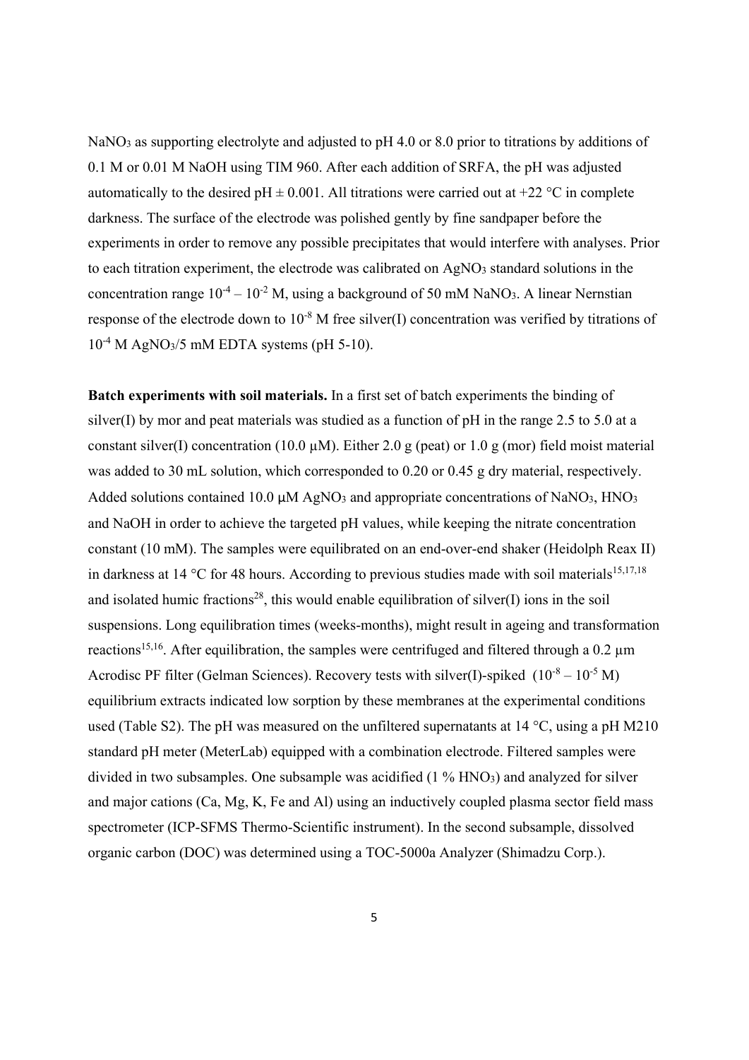$NaNO_3$ as supporting electrolyte and adjusted to pH 4.0 or 8.0 prior to titrations by additions of 0.1 M or 0.01 M NaOH using TIM 960. After each addition of SRFA, the pH was adjusted automatically to the desired pH ± 0.001. All titrations were carried out at +22 °C in complete darkness. The surface of the electrode was polished gently by fine sandpaper before the experiments in order to remove any possible precipitates that would interfere with analyses. Prior to each titration experiment, the electrode was calibrated on $AgNO_3$ standard solutions in the concentration range $10^{-4} – 10^{-2}$ M, using a background of 50 mM $NaNO_3$. A linear Nernstian response of the electrode down to $10^{-8}$ M free silver(I) concentration was verified by titrations of $10^{-4}$ M $AgNO_3$/5 mM EDTA systems (pH 5-10).

**Batch experiments with soil materials.** In a first set of batch experiments the binding of silver(I) by mor and peat materials was studied as a function of pH in the range 2.5 to 5.0 at a constant silver(I) concentration (10.0 µM). Either 2.0 g (peat) or 1.0 g (mor) field moist material was added to 30 mL solution, which corresponded to 0.20 or 0.45 g dry material, respectively. Added solutions contained 10.0 µM $AgNO_3$ and appropriate concentrations of $NaNO_3$, $HNO_3$ and NaOH in order to achieve the targeted pH values, while keeping the nitrate concentration constant (10 mM). The samples were equilibrated on an end-over-end shaker (Heidolph Reax II) in darkness at 14 °C for 48 hours. According to previous studies made with soil materials[15,17,18] and isolated humic fractions[28], this would enable equilibration of silver(I) ions in the soil suspensions. Long equilibration times (weeks-months), might result in ageing and transformation reactions[15,16]. After equilibration, the samples were centrifuged and filtered through a 0.2 µm Acrodisc PF filter (Gelman Sciences). Recovery tests with silver(I)-spiked ($10^{-8} – 10^{-5}$ M) equilibrium extracts indicated low sorption by these membranes at the experimental conditions used (Table S2). The pH was measured on the unfiltered supernatants at 14 °C, using a pH M210 standard pH meter (MeterLab) equipped with a combination electrode. Filtered samples were divided in two subsamples. One subsample was acidified (1 % $HNO_3$) and analyzed for silver and major cations (Ca, Mg, K, Fe and Al) using an inductively coupled plasma sector field mass spectrometer (ICP-SFMS Thermo-Scientific instrument). In the second subsample, dissolved organic carbon (DOC) was determined using a TOC-5000a Analyzer (Shimadzu Corp.).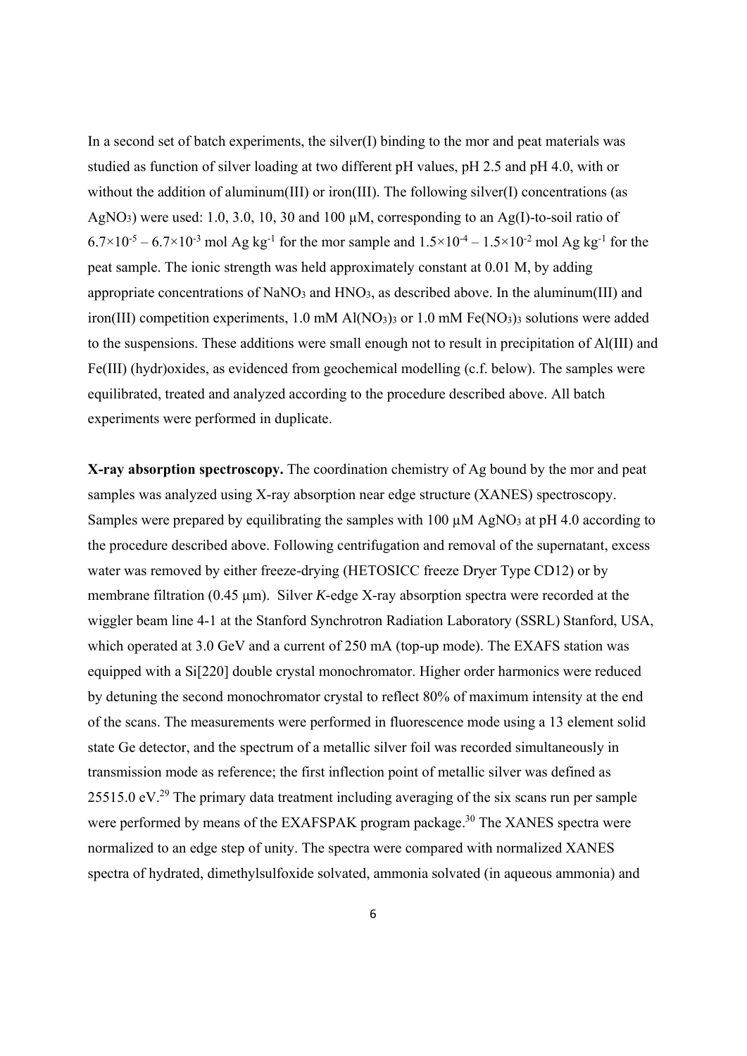In a second set of batch experiments, the silver(I) binding to the mor and peat materials was studied as function of silver loading at two different pH values, pH 2.5 and pH 4.0, with or without the addition of aluminum(III) or iron(III). The following silver(I) concentrations (as $AgNO_3$) were used: 1.0, 3.0, 10, 30 and 100 µM, corresponding to an Ag(I)-to-soil ratio of $6.7\times10^{-5} – 6.7\times10^{-3}$ mol Ag $kg^{-1}$ for the mor sample and $1.5\times10^{-4} – 1.5\times10^{-2}$ mol Ag $kg^{-1}$ for the peat sample. The ionic strength was held approximately constant at 0.01 M, by adding appropriate concentrations of $NaNO_3$ and $HNO_3$, as described above. In the aluminum(III) and iron(III) competition experiments, 1.0 mM $Al(NO_3)_3$ or 1.0 mM $Fe(NO_3)_3$ solutions were added to the suspensions. These additions were small enough not to result in precipitation of Al(III) and Fe(III) (hydr)oxides, as evidenced from geochemical modelling (c.f. below). The samples were equilibrated, treated and analyzed according to the procedure described above. All batch experiments were performed in duplicate.

**X-ray absorption spectroscopy.** The coordination chemistry of Ag bound by the mor and peat samples was analyzed using X-ray absorption near edge structure (XANES) spectroscopy. Samples were prepared by equilibrating the samples with 100 µM $AgNO_3$ at pH 4.0 according to the procedure described above. Following centrifugation and removal of the supernatant, excess water was removed by either freeze-drying (HETOSICC freeze Dryer Type CD12) or by membrane filtration (0.45 µm). Silver *K*-edge X-ray absorption spectra were recorded at the wiggler beam line 4-1 at the Stanford Synchrotron Radiation Laboratory (SSRL) Stanford, USA, which operated at 3.0 GeV and a current of 250 mA (top-up mode). The EXAFS station was equipped with a Si[220] double crystal monochromator. Higher order harmonics were reduced by detuning the second monochromator crystal to reflect 80% of maximum intensity at the end of the scans. The measurements were performed in fluorescence mode using a 13 element solid state Ge detector, and the spectrum of a metallic silver foil was recorded simultaneously in transmission mode as reference; the first inflection point of metallic silver was defined as 25515.0 eV.[29] The primary data treatment including averaging of the six scans run per sample were performed by means of the EXAFSPAK program package.[30] The XANES spectra were normalized to an edge step of unity. The spectra were compared with normalized XANES spectra of hydrated, dimethylsulfoxide solvated, ammonia solvated (in aqueous ammonia) and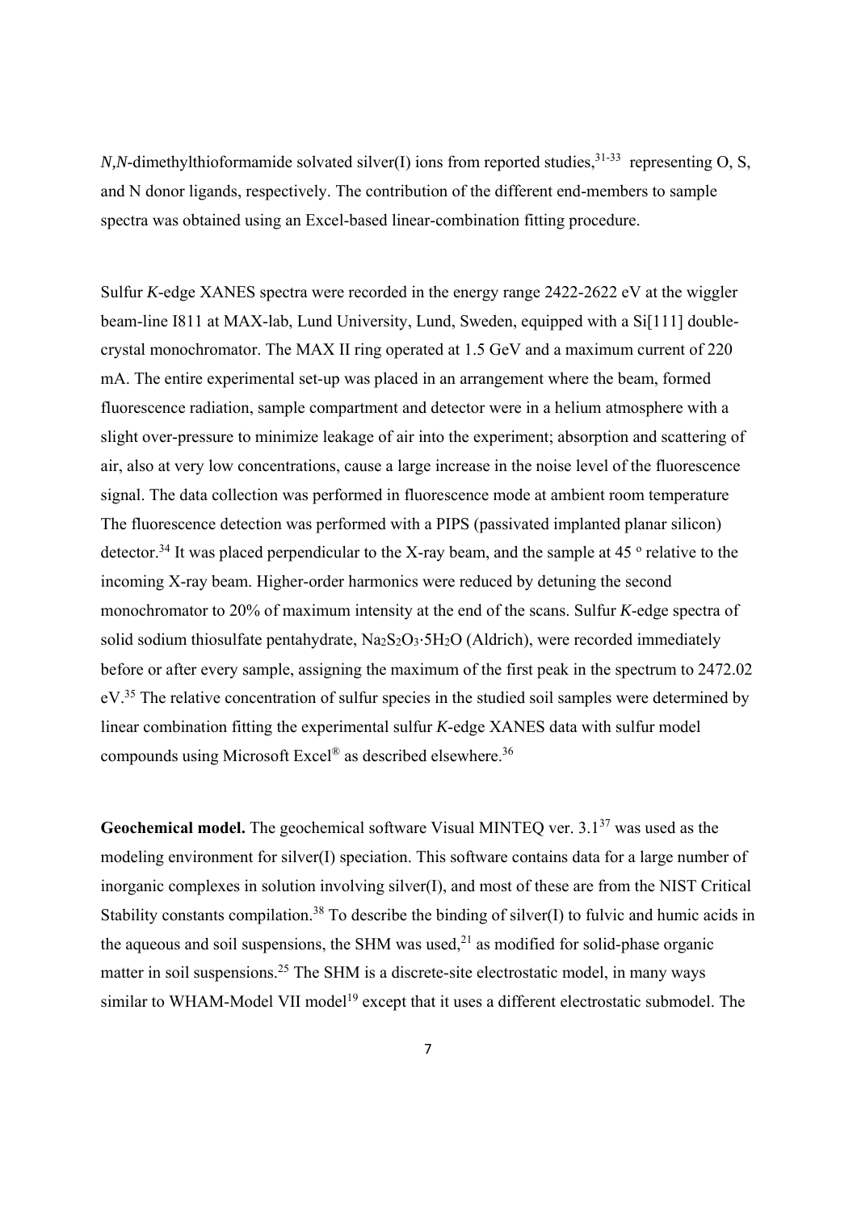*N,N*-dimethylthioformamide solvated silver(I) ions from reported studies,[31-33] representing O, S, and N donor ligands, respectively. The contribution of the different end-members to sample spectra was obtained using an Excel-based linear-combination fitting procedure.

Sulfur *K*-edge XANES spectra were recorded in the energy range 2422-2622 eV at the wiggler beam-line I811 at MAX-lab, Lund University, Lund, Sweden, equipped with a Si[111] double-crystal monochromator. The MAX II ring operated at 1.5 GeV and a maximum current of 220 mA. The entire experimental set-up was placed in an arrangement where the beam, formed fluorescence radiation, sample compartment and detector were in a helium atmosphere with a slight over-pressure to minimize leakage of air into the experiment; absorption and scattering of air, also at very low concentrations, cause a large increase in the noise level of the fluorescence signal. The data collection was performed in fluorescence mode at ambient room temperature The fluorescence detection was performed with a PIPS (passivated implanted planar silicon) detector.[34] It was placed perpendicular to the X-ray beam, and the sample at 45 $^{o}$ relative to the incoming X-ray beam. Higher-order harmonics were reduced by detuning the second monochromator to 20% of maximum intensity at the end of the scans. Sulfur *K*-edge spectra of solid sodium thiosulfate pentahydrate, $Na_2S_2O_3{\cdot}5H_2O$ (Aldrich), were recorded immediately before or after every sample, assigning the maximum of the first peak in the spectrum to 2472.02 eV.[35] The relative concentration of sulfur species in the studied soil samples were determined by linear combination fitting the experimental sulfur *K*-edge XANES data with sulfur model compounds using Microsoft Excel® as described elsewhere.[36]

**Geochemical model.** The geochemical software Visual MINTEQ ver. 3.1[37] was used as the modeling environment for silver(I) speciation. This software contains data for a large number of inorganic complexes in solution involving silver(I), and most of these are from the NIST Critical Stability constants compilation.[38] To describe the binding of silver(I) to fulvic and humic acids in the aqueous and soil suspensions, the SHM was used,[21] as modified for solid-phase organic matter in soil suspensions.[25] The SHM is a discrete-site electrostatic model, in many ways similar to WHAM-Model VII model[19] except that it uses a different electrostatic submodel. The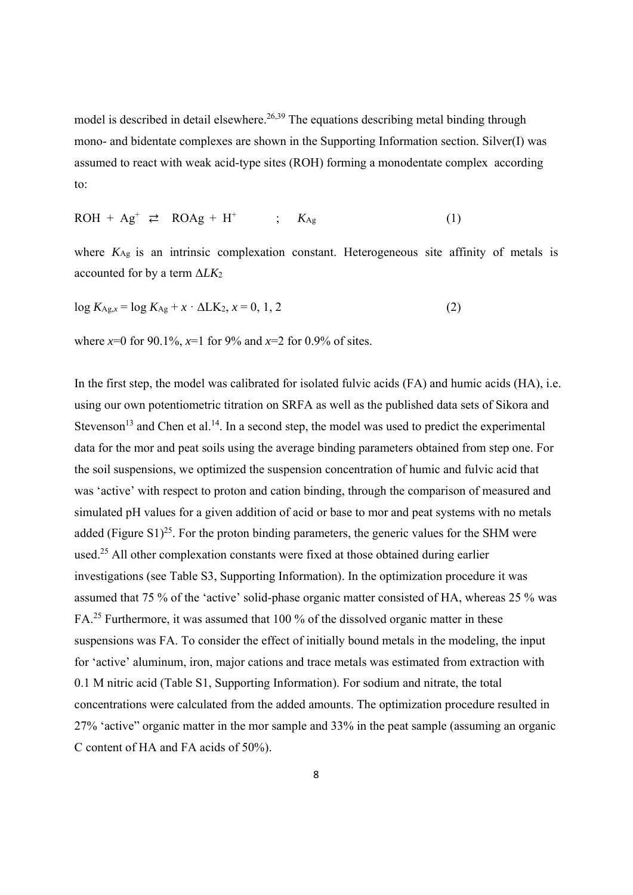model is described in detail elsewhere.[26,39] The equations describing metal binding through mono- and bidentate complexes are shown in the Supporting Information section. Silver(I) was assumed to react with weak acid-type sites (ROH) forming a monodentate complex according to:

$$ROH + Ag^{+} \rightleftarrows ROAg + H^{+} \quad ; \quad K_{Ag} \tag{1}$$

where $K_{Ag}$ is an intrinsic complexation constant. Heterogeneous site affinity of metals is accounted for by a term $\Delta LK_2$

$$\log K_{Ag,x} = \log K_{Ag} + x \cdot \Delta LK_2, \; x = 0, 1, 2 \tag{2}$$

where $x$=0 for 90.1%, $x$=1 for 9% and $x$=2 for 0.9% of sites.

In the first step, the model was calibrated for isolated fulvic acids (FA) and humic acids (HA), i.e. using our own potentiometric titration on SRFA as well as the published data sets of Sikora and Stevenson[13] and Chen et al.[14]. In a second step, the model was used to predict the experimental data for the mor and peat soils using the average binding parameters obtained from step one. For the soil suspensions, we optimized the suspension concentration of humic and fulvic acid that was 'active' with respect to proton and cation binding, through the comparison of measured and simulated pH values for a given addition of acid or base to mor and peat systems with no metals added (Figure S1)[25]. For the proton binding parameters, the generic values for the SHM were used.[25] All other complexation constants were fixed at those obtained during earlier investigations (see Table S3, Supporting Information). In the optimization procedure it was assumed that 75 % of the 'active' solid-phase organic matter consisted of HA, whereas 25 % was FA.[25] Furthermore, it was assumed that 100 % of the dissolved organic matter in these suspensions was FA. To consider the effect of initially bound metals in the modeling, the input for 'active' aluminum, iron, major cations and trace metals was estimated from extraction with 0.1 M nitric acid (Table S1, Supporting Information). For sodium and nitrate, the total concentrations were calculated from the added amounts. The optimization procedure resulted in 27% 'active" organic matter in the mor sample and 33% in the peat sample (assuming an organic C content of HA and FA acids of 50%).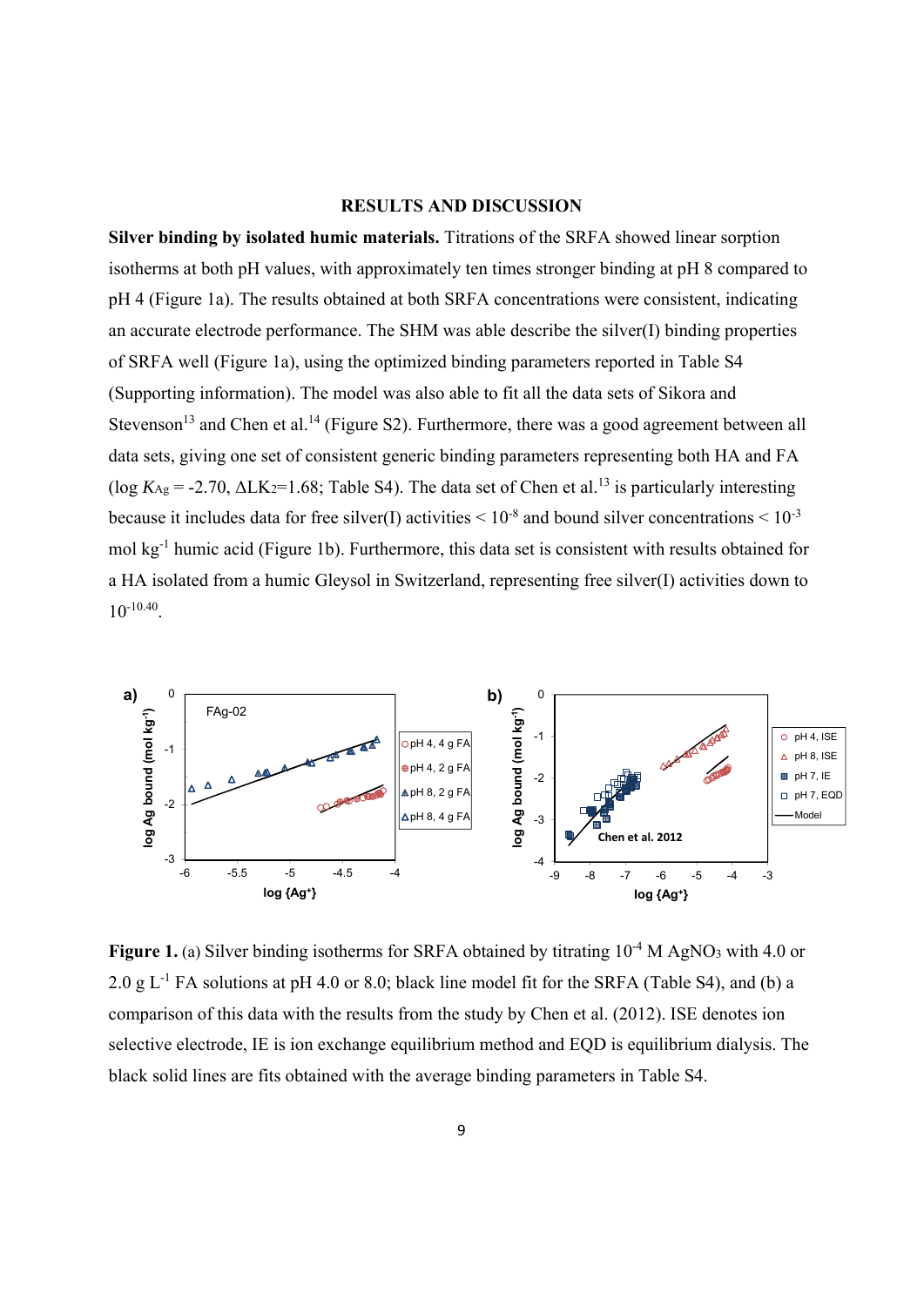## RESULTS AND DISCUSSION

**Silver binding by isolated humic materials.** Titrations of the SRFA showed linear sorption isotherms at both pH values, with approximately ten times stronger binding at pH 8 compared to pH 4 (Figure 1a). The results obtained at both SRFA concentrations were consistent, indicating an accurate electrode performance. The SHM was able describe the silver(I) binding properties of SRFA well (Figure 1a), using the optimized binding parameters reported in Table S4 (Supporting information). The model was also able to fit all the data sets of Sikora and Stevenson[13] and Chen et al.[14] (Figure S2). Furthermore, there was a good agreement between all data sets, giving one set of consistent generic binding parameters representing both HA and FA (log $K_{Ag}$ = -2.70, $\Delta LK_2$=1.68; Table S4). The data set of Chen et al.[13] is particularly interesting because it includes data for free silver(I) activities < $10^{-8}$ and bound silver concentrations < $10^{-3}$ mol $kg^{-1}$ humic acid (Figure 1b). Furthermore, this data set is consistent with results obtained for a HA isolated from a humic Gleysol in Switzerland, representing free silver(I) activities down to $10^{-10.40}$.

**Figure 1.** (a) Silver binding isotherms for SRFA obtained by titrating $10^{-4}$ M $AgNO_3$ with 4.0 or 2.0 g $L^{-1}$ FA solutions at pH 4.0 or 8.0; black line model fit for the SRFA (Table S4), and (b) a comparison of this data with the results from the study by Chen et al. (2012). ISE denotes ion selective electrode, IE is ion exchange equilibrium method and EQD is equilibrium dialysis. The black solid lines are fits obtained with the average binding parameters in Table S4.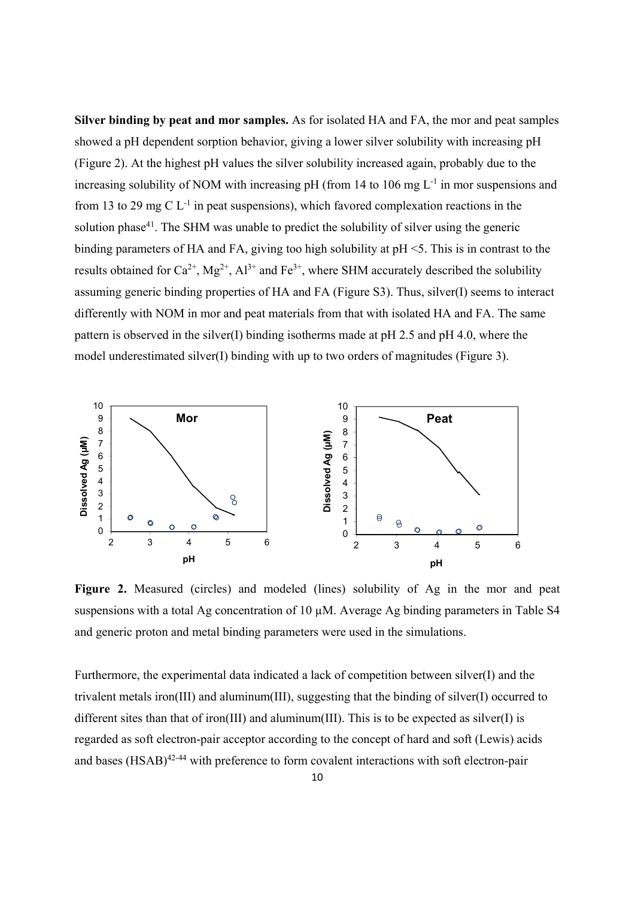**Silver binding by peat and mor samples.** As for isolated HA and FA, the mor and peat samples showed a pH dependent sorption behavior, giving a lower silver solubility with increasing pH (Figure 2). At the highest pH values the silver solubility increased again, probably due to the increasing solubility of NOM with increasing pH (from 14 to 106 mg $L^{-1}$ in mor suspensions and from 13 to 29 mg C $L^{-1}$ in peat suspensions), which favored complexation reactions in the solution phase[41]. The SHM was unable to predict the solubility of silver using the generic binding parameters of HA and FA, giving too high solubility at pH <5. This is in contrast to the results obtained for $Ca^{2+}$, $Mg^{2+}$, $Al^{3+}$ and $Fe^{3+}$, where SHM accurately described the solubility assuming generic binding properties of HA and FA (Figure S3). Thus, silver(I) seems to interact differently with NOM in mor and peat materials from that with isolated HA and FA. The same pattern is observed in the silver(I) binding isotherms made at pH 2.5 and pH 4.0, where the model underestimated silver(I) binding with up to two orders of magnitudes (Figure 3).

**Figure 2.** Measured (circles) and modeled (lines) solubility of Ag in the mor and peat suspensions with a total Ag concentration of 10 µM. Average Ag binding parameters in Table S4 and generic proton and metal binding parameters were used in the simulations.

Furthermore, the experimental data indicated a lack of competition between silver(I) and the trivalent metals iron(III) and aluminum(III), suggesting that the binding of silver(I) occurred to different sites than that of iron(III) and aluminum(III). This is to be expected as silver(I) is regarded as soft electron-pair acceptor according to the concept of hard and soft (Lewis) acids and bases (HSAB)[42-44] with preference to form covalent interactions with soft electron-pair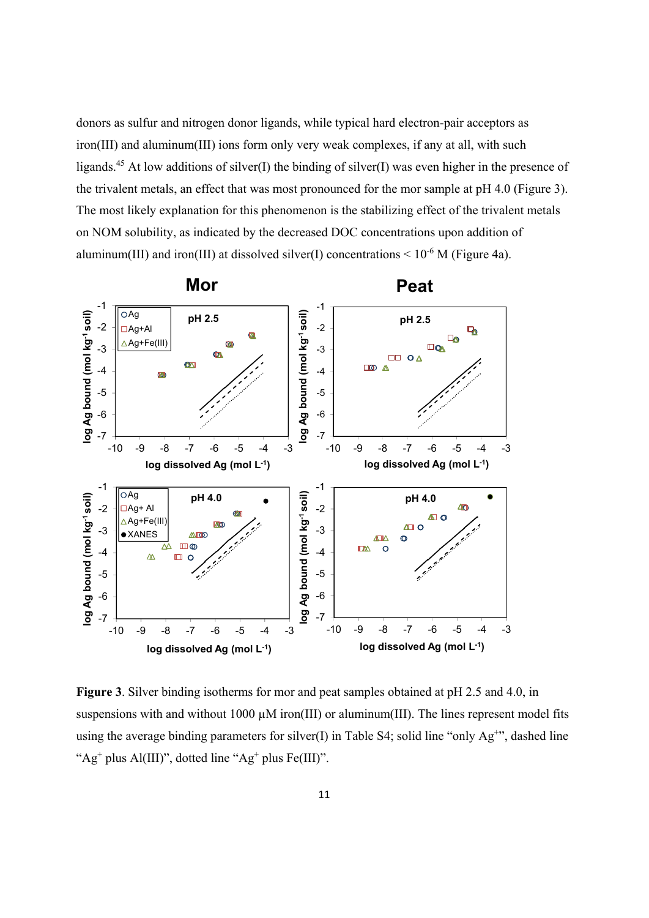donors as sulfur and nitrogen donor ligands, while typical hard electron-pair acceptors as iron(III) and aluminum(III) ions form only very weak complexes, if any at all, with such ligands.[45] At low additions of silver(I) the binding of silver(I) was even higher in the presence of the trivalent metals, an effect that was most pronounced for the mor sample at pH 4.0 (Figure 3). The most likely explanation for this phenomenon is the stabilizing effect of the trivalent metals on NOM solubility, as indicated by the decreased DOC concentrations upon addition of aluminum(III) and iron(III) at dissolved silver(I) concentrations < $10^{-6}$ M (Figure 4a).

**Figure 3**. Silver binding isotherms for mor and peat samples obtained at pH 2.5 and 4.0, in suspensions with and without 1000 µM iron(III) or aluminum(III). The lines represent model fits using the average binding parameters for silver(I) in Table S4; solid line "only $Ag^+$", dashed line "$Ag^+$ plus Al(III)", dotted line "$Ag^+$ plus Fe(III)".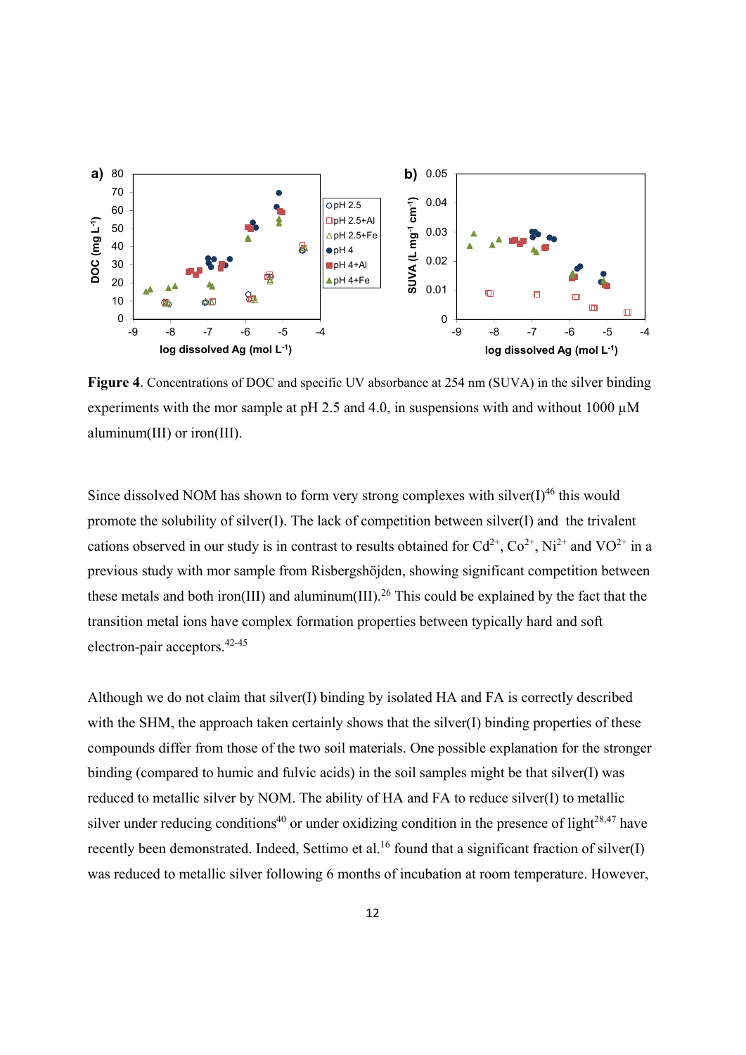**Figure 4**. Concentrations of DOC and specific UV absorbance at 254 nm (SUVA) in the silver binding experiments with the mor sample at pH 2.5 and 4.0, in suspensions with and without 1000 µM aluminum(III) or iron(III).

Since dissolved NOM has shown to form very strong complexes with silver(I)[46] this would promote the solubility of silver(I). The lack of competition between silver(I) and the trivalent cations observed in our study is in contrast to results obtained for $Cd^{2+}$, $Co^{2+}$, $Ni^{2+}$ and $VO^{2+}$ in a previous study with mor sample from Risbergshöjden, showing significant competition between these metals and both iron(III) and aluminum(III).[26] This could be explained by the fact that the transition metal ions have complex formation properties between typically hard and soft electron-pair acceptors.[42-45]

Although we do not claim that silver(I) binding by isolated HA and FA is correctly described with the SHM, the approach taken certainly shows that the silver(I) binding properties of these compounds differ from those of the two soil materials. One possible explanation for the stronger binding (compared to humic and fulvic acids) in the soil samples might be that silver(I) was reduced to metallic silver by NOM. The ability of HA and FA to reduce silver(I) to metallic silver under reducing conditions[40] or under oxidizing condition in the presence of light[28,47] have recently been demonstrated. Indeed, Settimo et al.[16] found that a significant fraction of silver(I) was reduced to metallic silver following 6 months of incubation at room temperature. However,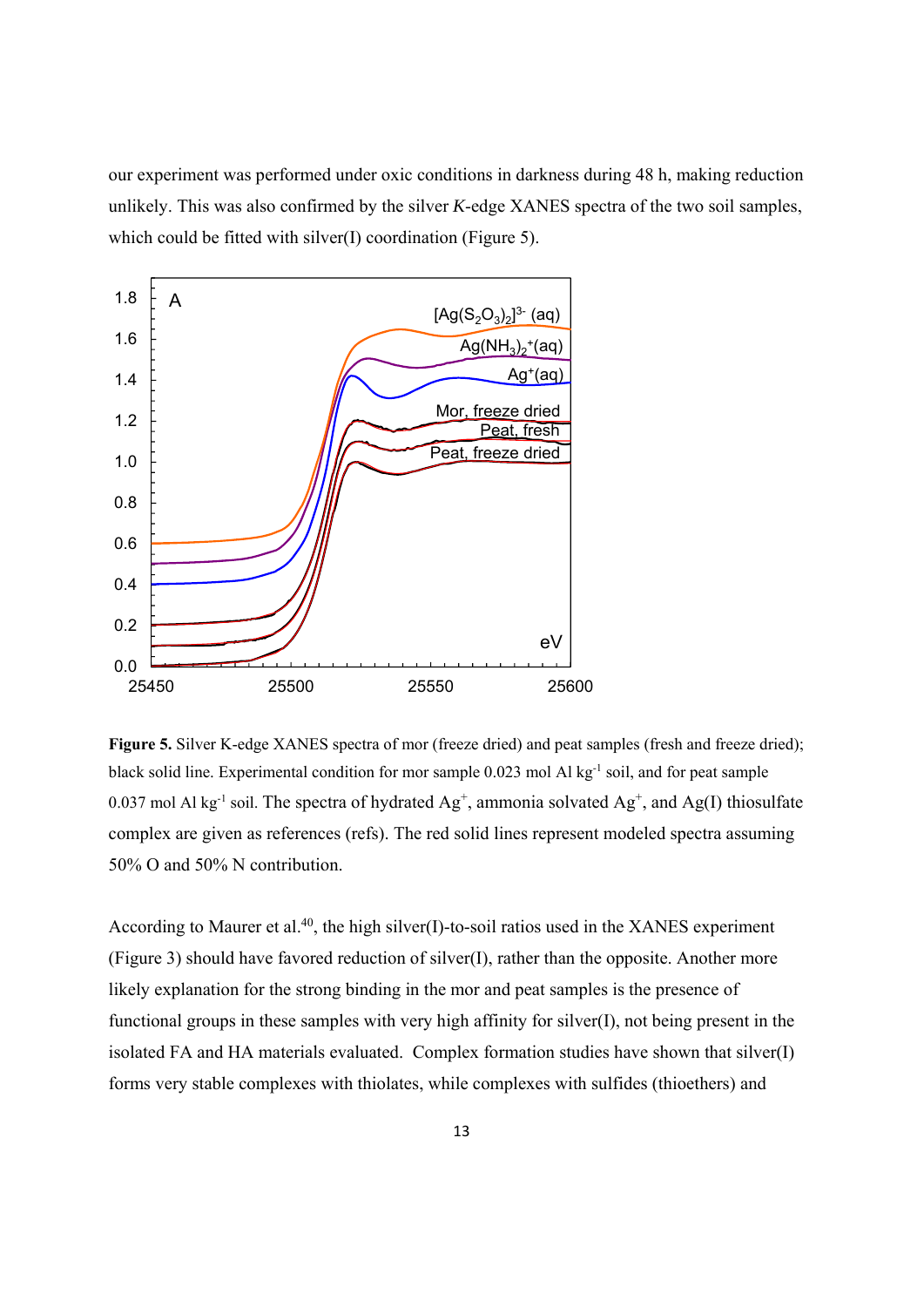our experiment was performed under oxic conditions in darkness during 48 h, making reduction unlikely. This was also confirmed by the silver *K*-edge XANES spectra of the two soil samples, which could be fitted with silver(I) coordination (Figure 5).

**Figure 5.** Silver K-edge XANES spectra of mor (freeze dried) and peat samples (fresh and freeze dried); black solid line. Experimental condition for mor sample 0.023 mol Al $kg^{-1}$ soil, and for peat sample 0.037 mol Al $kg^{-1}$ soil. The spectra of hydrated $Ag^+$, ammonia solvated $Ag^+$, and Ag(I) thiosulfate complex are given as references (refs). The red solid lines represent modeled spectra assuming 50% O and 50% N contribution.

According to Maurer et al.[40], the high silver(I)-to-soil ratios used in the XANES experiment (Figure 3) should have favored reduction of silver(I), rather than the opposite. Another more likely explanation for the strong binding in the mor and peat samples is the presence of functional groups in these samples with very high affinity for silver(I), not being present in the isolated FA and HA materials evaluated. Complex formation studies have shown that silver(I) forms very stable complexes with thiolates, while complexes with sulfides (thioethers) and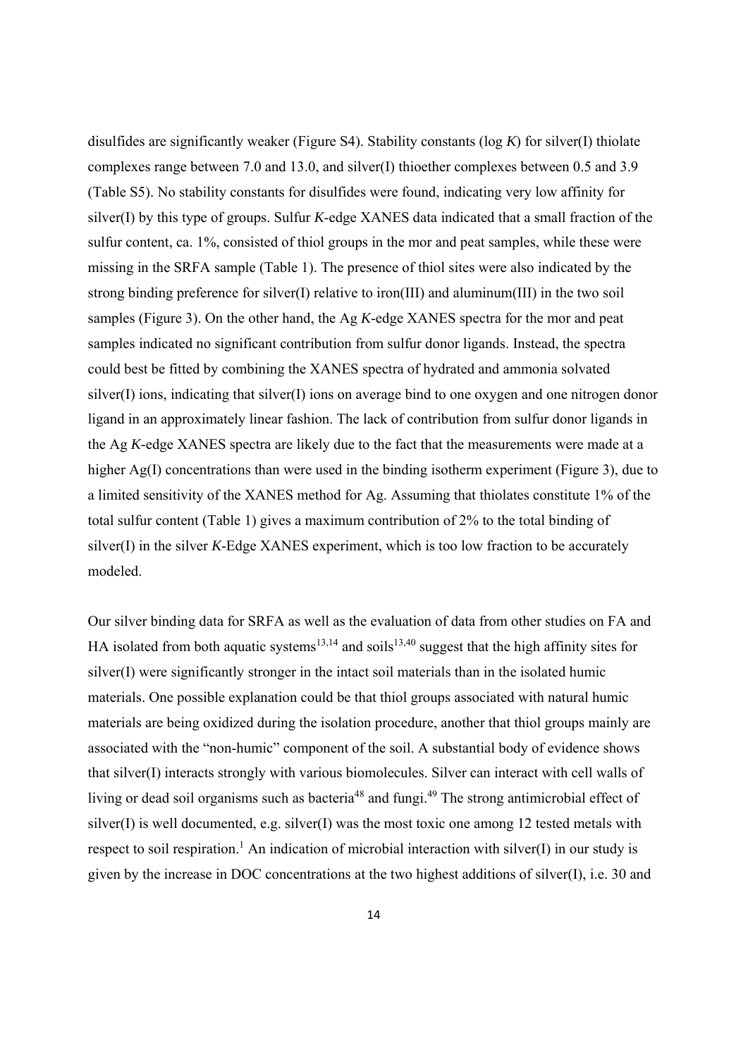disulfides are significantly weaker (Figure S4). Stability constants (log *K*) for silver(I) thiolate complexes range between 7.0 and 13.0, and silver(I) thioether complexes between 0.5 and 3.9 (Table S5). No stability constants for disulfides were found, indicating very low affinity for silver(I) by this type of groups. Sulfur *K*-edge XANES data indicated that a small fraction of the sulfur content, ca. 1%, consisted of thiol groups in the mor and peat samples, while these were missing in the SRFA sample (Table 1). The presence of thiol sites were also indicated by the strong binding preference for silver(I) relative to iron(III) and aluminum(III) in the two soil samples (Figure 3). On the other hand, the Ag *K*-edge XANES spectra for the mor and peat samples indicated no significant contribution from sulfur donor ligands. Instead, the spectra could best be fitted by combining the XANES spectra of hydrated and ammonia solvated silver(I) ions, indicating that silver(I) ions on average bind to one oxygen and one nitrogen donor ligand in an approximately linear fashion. The lack of contribution from sulfur donor ligands in the Ag *K*-edge XANES spectra are likely due to the fact that the measurements were made at a higher Ag(I) concentrations than were used in the binding isotherm experiment (Figure 3), due to a limited sensitivity of the XANES method for Ag. Assuming that thiolates constitute 1% of the total sulfur content (Table 1) gives a maximum contribution of 2% to the total binding of silver(I) in the silver *K*-Edge XANES experiment, which is too low fraction to be accurately modeled.

Our silver binding data for SRFA as well as the evaluation of data from other studies on FA and HA isolated from both aquatic systems[13,14] and soils[13,40] suggest that the high affinity sites for silver(I) were significantly stronger in the intact soil materials than in the isolated humic materials. One possible explanation could be that thiol groups associated with natural humic materials are being oxidized during the isolation procedure, another that thiol groups mainly are associated with the "non-humic" component of the soil. A substantial body of evidence shows that silver(I) interacts strongly with various biomolecules. Silver can interact with cell walls of living or dead soil organisms such as bacteria[48] and fungi.[49] The strong antimicrobial effect of silver(I) is well documented, e.g. silver(I) was the most toxic one among 12 tested metals with respect to soil respiration.[1] An indication of microbial interaction with silver(I) in our study is given by the increase in DOC concentrations at the two highest additions of silver(I), i.e. 30 and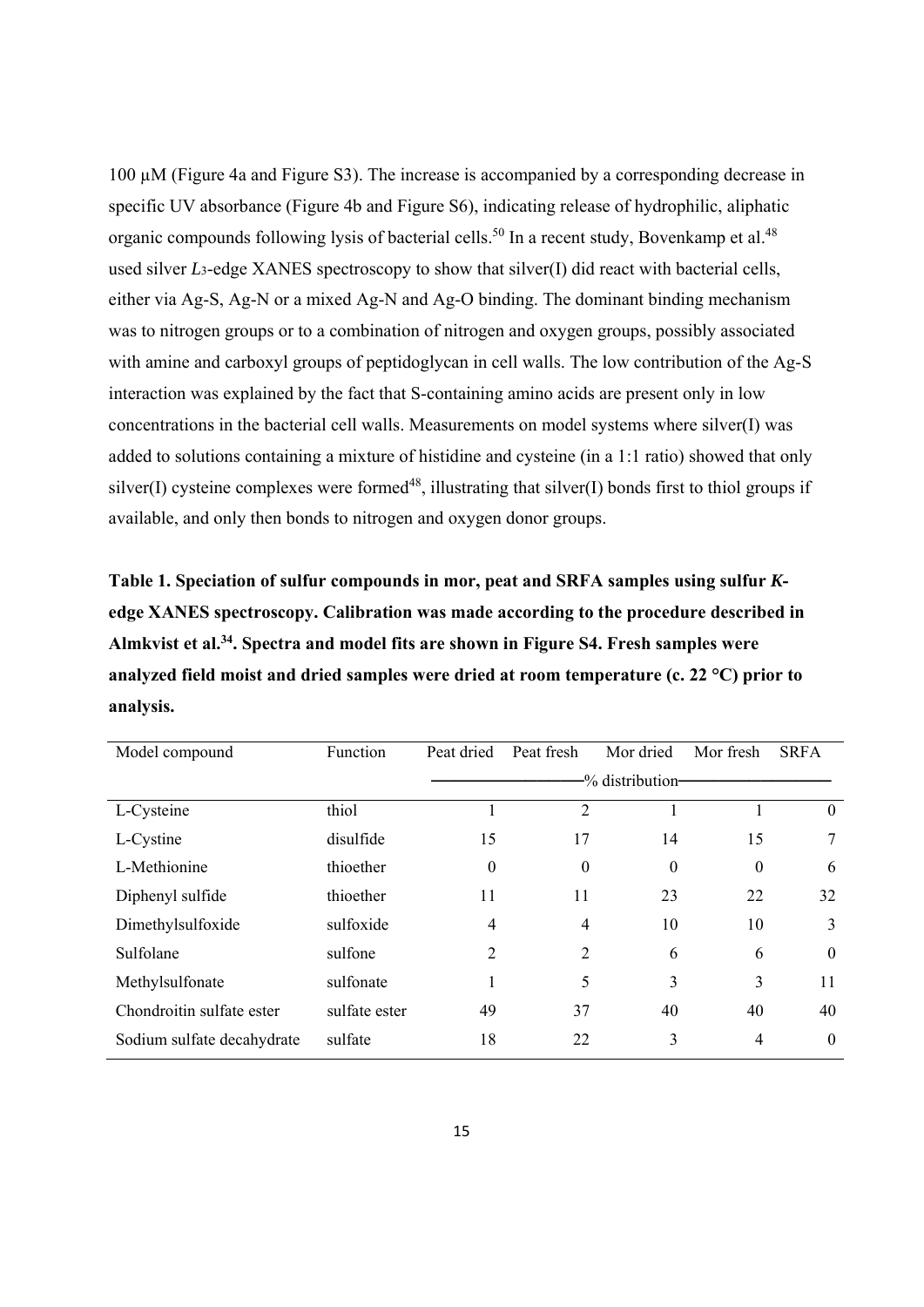100 μM (Figure 4a and Figure S3). The increase is accompanied by a corresponding decrease in specific UV absorbance (Figure 4b and Figure S6), indicating release of hydrophilic, aliphatic organic compounds following lysis of bacterial cells.[50] In a recent study, Bovenkamp et al.[48] used silver $L_3$-edge XANES spectroscopy to show that silver(I) did react with bacterial cells, either via Ag-S, Ag-N or a mixed Ag-N and Ag-O binding. The dominant binding mechanism was to nitrogen groups or to a combination of nitrogen and oxygen groups, possibly associated with amine and carboxyl groups of peptidoglycan in cell walls. The low contribution of the Ag-S interaction was explained by the fact that S-containing amino acids are present only in low concentrations in the bacterial cell walls. Measurements on model systems where silver(I) was added to solutions containing a mixture of histidine and cysteine (in a 1:1 ratio) showed that only silver(I) cysteine complexes were formed[48], illustrating that silver(I) bonds first to thiol groups if available, and only then bonds to nitrogen and oxygen donor groups.

**Table 1. Speciation of sulfur compounds in mor, peat and SRFA samples using sulfur *K*-edge XANES spectroscopy. Calibration was made according to the procedure described in Almkvist et al.[34]. Spectra and model fits are shown in Figure S4. Fresh samples were analyzed field moist and dried samples were dried at room temperature (c. 22 °C) prior to analysis.**

| Model compound | Function | Peat dried | Peat fresh | Mor dried | Mor fresh | SRFA |
|---|---|---|---|---|---|---|
| | | % distribution | | | | |
| L-Cysteine | thiol | 1 | 2 | 1 | 1 | 0 |
| L-Cystine | disulfide | 15 | 17 | 14 | 15 | 7 |
| L-Methionine | thioether | 0 | 0 | 0 | 0 | 6 |
| Diphenyl sulfide | thioether | 11 | 11 | 23 | 22 | 32 |
| Dimethylsulfoxide | sulfoxide | 4 | 4 | 10 | 10 | 3 |
| Sulfolane | sulfone | 2 | 2 | 6 | 6 | 0 |
| Methylsulfonate | sulfonate | 1 | 5 | 3 | 3 | 11 |
| Chondroitin sulfate ester | sulfate ester | 49 | 37 | 40 | 40 | 40 |
| Sodium sulfate decahydrate | sulfate | 18 | 22 | 3 | 4 | 0 |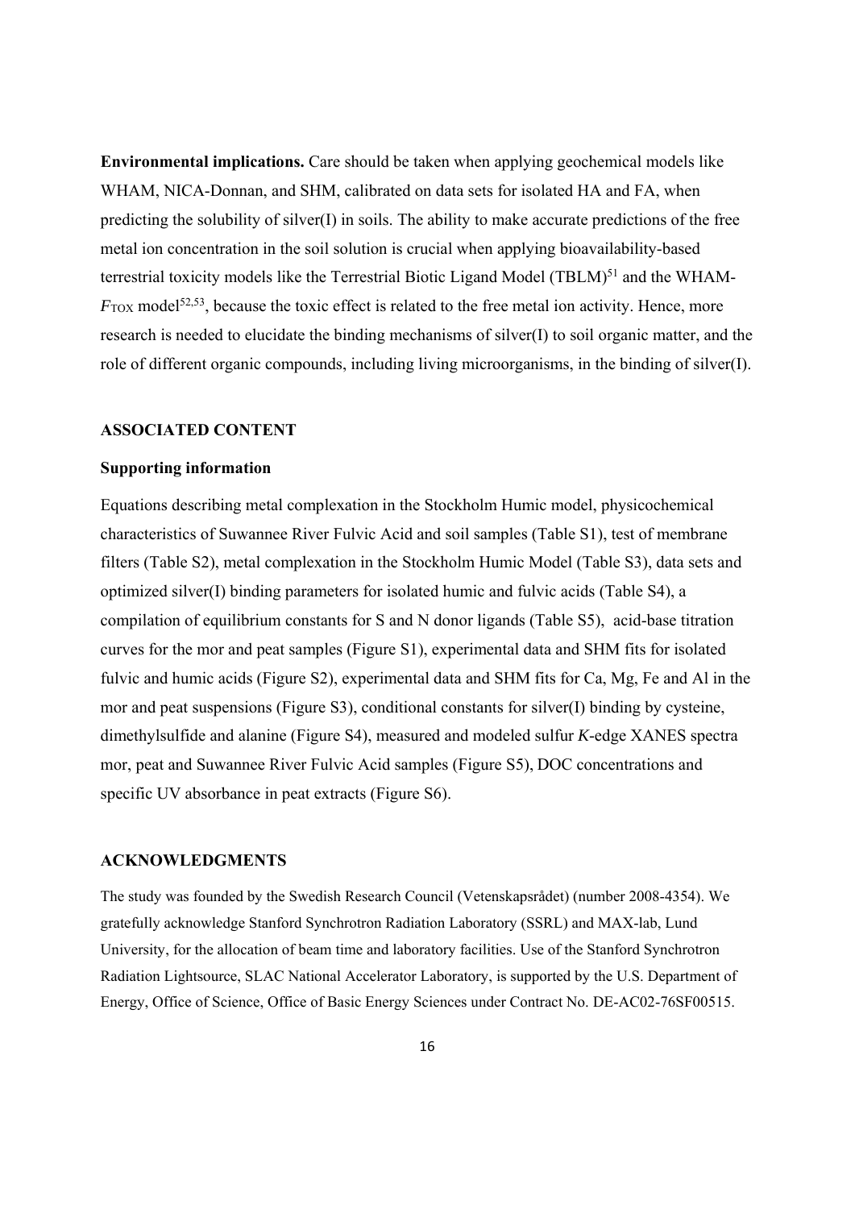**Environmental implications.** Care should be taken when applying geochemical models like WHAM, NICA-Donnan, and SHM, calibrated on data sets for isolated HA and FA, when predicting the solubility of silver(I) in soils. The ability to make accurate predictions of the free metal ion concentration in the soil solution is crucial when applying bioavailability-based terrestrial toxicity models like the Terrestrial Biotic Ligand Model (TBLM)[51] and the WHAM-$F_{TOX}$ model[52,53], because the toxic effect is related to the free metal ion activity. Hence, more research is needed to elucidate the binding mechanisms of silver(I) to soil organic matter, and the role of different organic compounds, including living microorganisms, in the binding of silver(I).

## ASSOCIATED CONTENT

### Supporting information

Equations describing metal complexation in the Stockholm Humic model, physicochemical characteristics of Suwannee River Fulvic Acid and soil samples (Table S1), test of membrane filters (Table S2), metal complexation in the Stockholm Humic Model (Table S3), data sets and optimized silver(I) binding parameters for isolated humic and fulvic acids (Table S4), a compilation of equilibrium constants for S and N donor ligands (Table S5), acid-base titration curves for the mor and peat samples (Figure S1), experimental data and SHM fits for isolated fulvic and humic acids (Figure S2), experimental data and SHM fits for Ca, Mg, Fe and Al in the mor and peat suspensions (Figure S3), conditional constants for silver(I) binding by cysteine, dimethylsulfide and alanine (Figure S4), measured and modeled sulfur *K*-edge XANES spectra mor, peat and Suwannee River Fulvic Acid samples (Figure S5), DOC concentrations and specific UV absorbance in peat extracts (Figure S6).

## ACKNOWLEDGMENTS

The study was founded by the Swedish Research Council (Vetenskapsrådet) (number 2008-4354). We gratefully acknowledge Stanford Synchrotron Radiation Laboratory (SSRL) and MAX-lab, Lund University, for the allocation of beam time and laboratory facilities. Use of the Stanford Synchrotron Radiation Lightsource, SLAC National Accelerator Laboratory, is supported by the U.S. Department of Energy, Office of Science, Office of Basic Energy Sciences under Contract No. DE-AC02-76SF00515.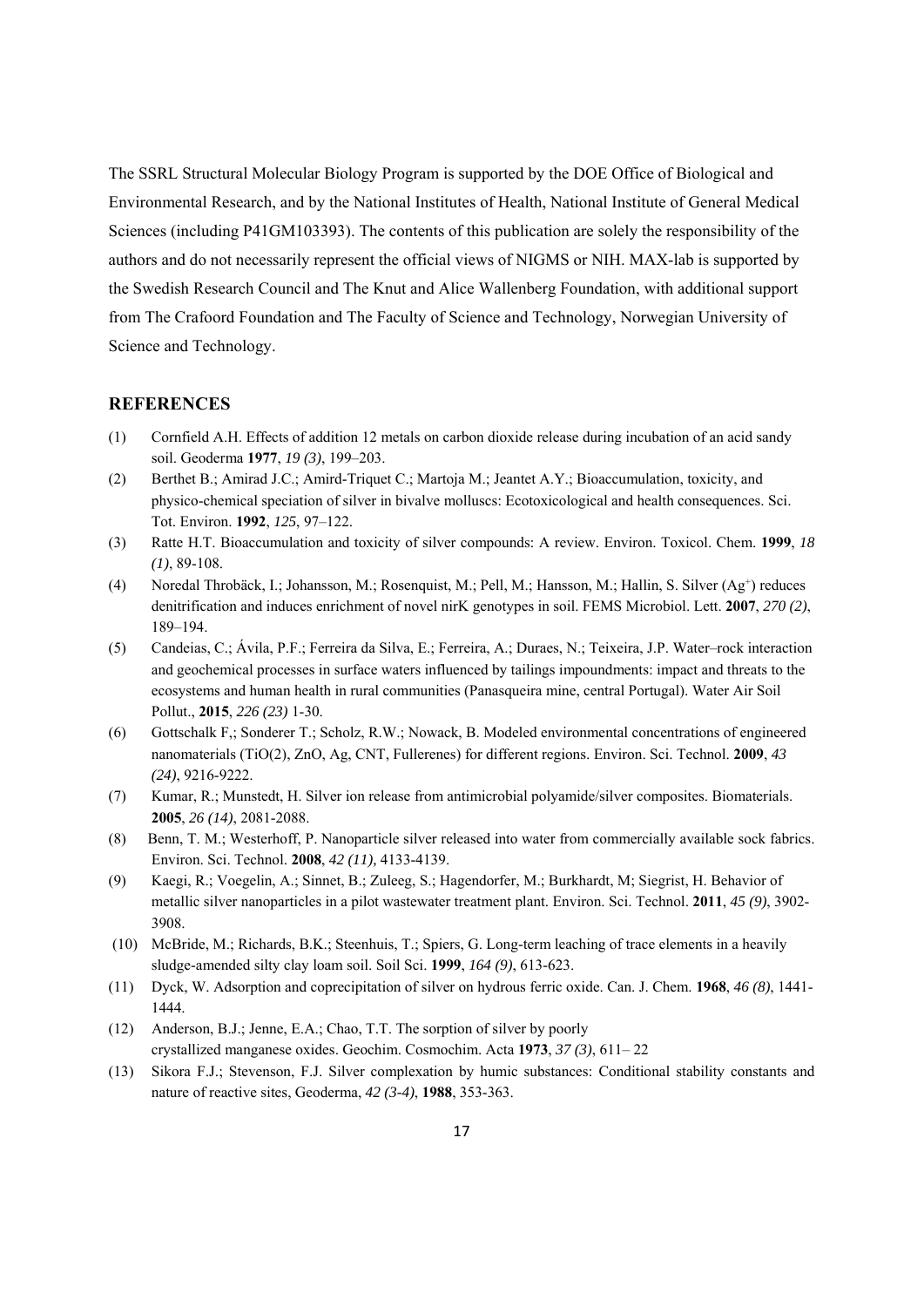The SSRL Structural Molecular Biology Program is supported by the DOE Office of Biological and Environmental Research, and by the National Institutes of Health, National Institute of General Medical Sciences (including P41GM103393). The contents of this publication are solely the responsibility of the authors and do not necessarily represent the official views of NIGMS or NIH. MAX-lab is supported by the Swedish Research Council and The Knut and Alice Wallenberg Foundation, with additional support from The Crafoord Foundation and The Faculty of Science and Technology, Norwegian University of Science and Technology.

## REFERENCES

(1) Cornfield A.H. Effects of addition 12 metals on carbon dioxide release during incubation of an acid sandy soil. Geoderma **1977**, *19 (3)*, 199–203.

(2) Berthet B.; Amirad J.C.; Amird-Triquet C.; Martoja M.; Jeantet A.Y.; Bioaccumulation, toxicity, and physico-chemical speciation of silver in bivalve molluscs: Ecotoxicological and health consequences. Sci. Tot. Environ. **1992**, *125*, 97–122.

(3) Ratte H.T. Bioaccumulation and toxicity of silver compounds: A review. Environ. Toxicol. Chem. **1999**, *18 (1)*, 89-108.

(4) Noredal Throbäck, I.; Johansson, M.; Rosenquist, M.; Pell, M.; Hansson, M.; Hallin, S. Silver ($Ag^+$) reduces denitrification and induces enrichment of novel nirK genotypes in soil. FEMS Microbiol. Lett. **2007**, *270 (2)*, 189–194.

(5) Candeias, C.; Ávila, P.F.; Ferreira da Silva, E.; Ferreira, A.; Duraes, N.; Teixeira, J.P. Water–rock interaction and geochemical processes in surface waters influenced by tailings impoundments: impact and threats to the ecosystems and human health in rural communities (Panasqueira mine, central Portugal). Water Air Soil Pollut., **2015**, *226 (23)* 1-30.

(6) Gottschalk F,; Sonderer T.; Scholz, R.W.; Nowack, B. Modeled environmental concentrations of engineered nanomaterials (TiO(2), ZnO, Ag, CNT, Fullerenes) for different regions. Environ. Sci. Technol. **2009**, *43 (24)*, 9216-9222.

(7) Kumar, R.; Munstedt, H. Silver ion release from antimicrobial polyamide/silver composites. Biomaterials. **2005**, *26 (14)*, 2081-2088.

(8) Benn, T. M.; Westerhoff, P. Nanoparticle silver released into water from commercially available sock fabrics. Environ. Sci. Technol. **2008**, *42 (11),* 4133-4139.

(9) Kaegi, R.; Voegelin, A.; Sinnet, B.; Zuleeg, S.; Hagendorfer, M.; Burkhardt, M; Siegrist, H. Behavior of metallic silver nanoparticles in a pilot wastewater treatment plant. Environ. Sci. Technol. **2011**, *45 (9)*, 3902-3908.

(10) McBride, M.; Richards, B.K.; Steenhuis, T.; Spiers, G. Long-term leaching of trace elements in a heavily sludge-amended silty clay loam soil. Soil Sci. **1999**, *164 (9)*, 613-623.

(11) Dyck, W. Adsorption and coprecipitation of silver on hydrous ferric oxide. Can. J. Chem. **1968**, *46 (8)*, 1441-1444.

(12) Anderson, B.J.; Jenne, E.A.; Chao, T.T. The sorption of silver by poorly crystallized manganese oxides. Geochim. Cosmochim. Acta **1973**, *37 (3)*, 611– 22

(13) Sikora F.J.; Stevenson, F.J. Silver complexation by humic substances: Conditional stability constants and nature of reactive sites, Geoderma, *42 (3-4)*, **1988**, 353-363.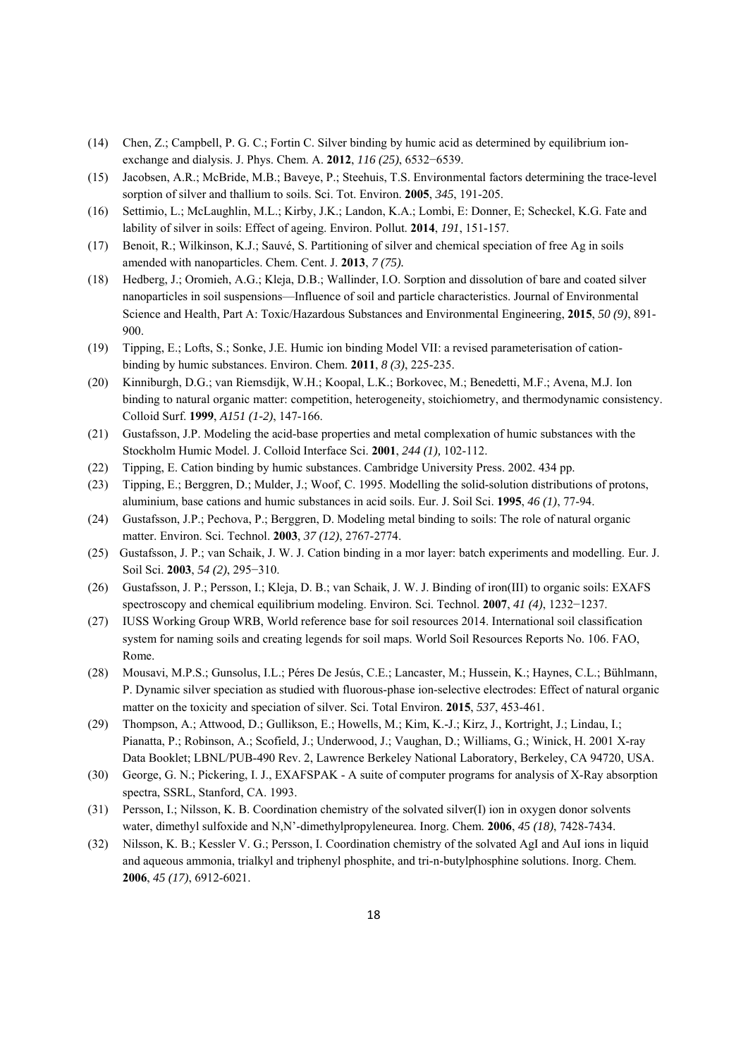(14) Chen, Z.; Campbell, P. G. C.; Fortin C. Silver binding by humic acid as determined by equilibrium ion-exchange and dialysis. J. Phys. Chem. A. **2012**, *116 (25)*, 6532−6539.

(15) Jacobsen, A.R.; McBride, M.B.; Baveye, P.; Steehuis, T.S. Environmental factors determining the trace-level sorption of silver and thallium to soils. Sci. Tot. Environ. **2005**, *345*, 191-205.

(16) Settimio, L.; McLaughlin, M.L.; Kirby, J.K.; Landon, K.A.; Lombi, E: Donner, E; Scheckel, K.G. Fate and lability of silver in soils: Effect of ageing. Environ. Pollut. **2014**, *191*, 151-157.

(17) Benoit, R.; Wilkinson, K.J.; Sauvé, S. Partitioning of silver and chemical speciation of free Ag in soils amended with nanoparticles. Chem. Cent. J. **2013**, *7 (75).*

(18) Hedberg, J.; Oromieh, A.G.; Kleja, D.B.; Wallinder, I.O. Sorption and dissolution of bare and coated silver nanoparticles in soil suspensions—Influence of soil and particle characteristics. Journal of Environmental Science and Health, Part A: Toxic/Hazardous Substances and Environmental Engineering, **2015**, *50 (9)*, 891-900.

(19) Tipping, E.; Lofts, S.; Sonke, J.E. Humic ion binding Model VII: a revised parameterisation of cation-binding by humic substances. Environ. Chem. **2011**, *8 (3)*, 225-235.

(20) Kinniburgh, D.G.; van Riemsdijk, W.H.; Koopal, L.K.; Borkovec, M.; Benedetti, M.F.; Avena, M.J. Ion binding to natural organic matter: competition, heterogeneity, stoichiometry, and thermodynamic consistency. Colloid Surf. **1999**, *A151 (1-2)*, 147-166.

(21) Gustafsson, J.P. Modeling the acid-base properties and metal complexation of humic substances with the Stockholm Humic Model. J. Colloid Interface Sci. **2001**, *244 (1),* 102-112.

(22) Tipping, E. Cation binding by humic substances. Cambridge University Press. 2002. 434 pp.

(23) Tipping, E.; Berggren, D.; Mulder, J.; Woof, C. 1995. Modelling the solid-solution distributions of protons, aluminium, base cations and humic substances in acid soils. Eur. J. Soil Sci. **1995**, *46 (1)*, 77-94.

(24) Gustafsson, J.P.; Pechova, P.; Berggren, D. Modeling metal binding to soils: The role of natural organic matter. Environ. Sci. Technol. **2003**, *37 (12)*, 2767-2774.

(25) Gustafsson, J. P.; van Schaik, J. W. J. Cation binding in a mor layer: batch experiments and modelling. Eur. J. Soil Sci. **2003**, *54 (2)*, 295−310.

(26) Gustafsson, J. P.; Persson, I.; Kleja, D. B.; van Schaik, J. W. J. Binding of iron(III) to organic soils: EXAFS spectroscopy and chemical equilibrium modeling. Environ. Sci. Technol. **2007**, *41 (4)*, 1232−1237.

(27) IUSS Working Group WRB, World reference base for soil resources 2014. International soil classification system for naming soils and creating legends for soil maps. World Soil Resources Reports No. 106. FAO, Rome.

(28) Mousavi, M.P.S.; Gunsolus, I.L.; Péres De Jesús, C.E.; Lancaster, M.; Hussein, K.; Haynes, C.L.; Bühlmann, P. Dynamic silver speciation as studied with fluorous-phase ion-selective electrodes: Effect of natural organic matter on the toxicity and speciation of silver. Sci. Total Environ. **2015**, *537*, 453-461.

(29) Thompson, A.; Attwood, D.; Gullikson, E.; Howells, M.; Kim, K.-J.; Kirz, J., Kortright, J.; Lindau, I.; Pianatta, P.; Robinson, A.; Scofield, J.; Underwood, J.; Vaughan, D.; Williams, G.; Winick, H. 2001 X-ray Data Booklet; LBNL/PUB-490 Rev. 2, Lawrence Berkeley National Laboratory, Berkeley, CA 94720, USA.

(30) George, G. N.; Pickering, I. J., EXAFSPAK - A suite of computer programs for analysis of X-Ray absorption spectra, SSRL, Stanford, CA. 1993.

(31) Persson, I.; Nilsson, K. B. Coordination chemistry of the solvated silver(I) ion in oxygen donor solvents water, dimethyl sulfoxide and N,N'-dimethylpropyleneurea. Inorg. Chem. **2006**, *45 (18)*, 7428-7434.

(32) Nilsson, K. B.; Kessler V. G.; Persson, I. Coordination chemistry of the solvated AgI and AuI ions in liquid and aqueous ammonia, trialkyl and triphenyl phosphite, and tri-n-butylphosphine solutions. Inorg. Chem. **2006**, *45 (17)*, 6912-6021.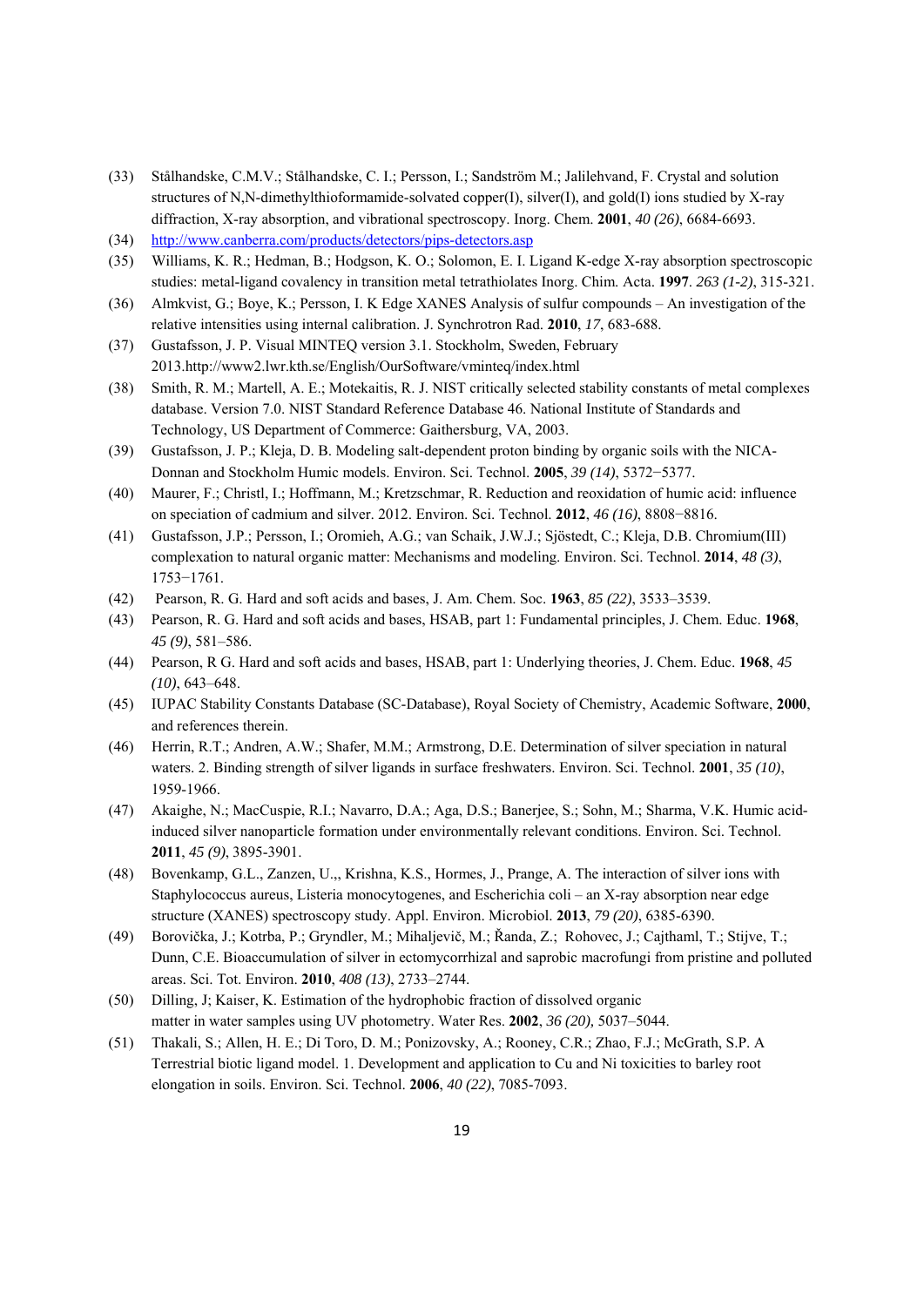(33) Stålhandske, C.M.V.; Stålhandske, C. I.; Persson, I.; Sandström M.; Jalilehvand, F. Crystal and solution structures of N,N-dimethylthioformamide-solvated copper(I), silver(I), and gold(I) ions studied by X-ray diffraction, X-ray absorption, and vibrational spectroscopy. Inorg. Chem. **2001**, *40 (26)*, 6684-6693.

(34) http://www.canberra.com/products/detectors/pips-detectors.asp

(35) Williams, K. R.; Hedman, B.; Hodgson, K. O.; Solomon, E. I. Ligand K-edge X-ray absorption spectroscopic studies: metal-ligand covalency in transition metal tetrathiolates Inorg. Chim. Acta. **1997**. *263 (1-2)*, 315-321.

(36) Almkvist, G.; Boye, K.; Persson, I. K Edge XANES Analysis of sulfur compounds – An investigation of the relative intensities using internal calibration. J. Synchrotron Rad. **2010**, *17*, 683-688.

(37) Gustafsson, J. P. Visual MINTEQ version 3.1. Stockholm, Sweden, February 2013.http://www2.lwr.kth.se/English/OurSoftware/vminteq/index.html

(38) Smith, R. M.; Martell, A. E.; Motekaitis, R. J. NIST critically selected stability constants of metal complexes database. Version 7.0. NIST Standard Reference Database 46. National Institute of Standards and Technology, US Department of Commerce: Gaithersburg, VA, 2003.

(39) Gustafsson, J. P.; Kleja, D. B. Modeling salt-dependent proton binding by organic soils with the NICA-Donnan and Stockholm Humic models. Environ. Sci. Technol. **2005**, *39 (14)*, 5372−5377.

(40) Maurer, F.; Christl, I.; Hoffmann, M.; Kretzschmar, R. Reduction and reoxidation of humic acid: influence on speciation of cadmium and silver. 2012. Environ. Sci. Technol. **2012**, *46 (16)*, 8808−8816.

(41) Gustafsson, J.P.; Persson, I.; Oromieh, A.G.; van Schaik, J.W.J.; Sjöstedt, C.; Kleja, D.B. Chromium(III) complexation to natural organic matter: Mechanisms and modeling. Environ. Sci. Technol. **2014**, *48 (3)*, 1753−1761.

(42) Pearson, R. G. Hard and soft acids and bases, J. Am. Chem. Soc. **1963**, *85 (22)*, 3533–3539.

(43) Pearson, R. G. Hard and soft acids and bases, HSAB, part 1: Fundamental principles, J. Chem. Educ. **1968**, *45 (9)*, 581–586.

(44) Pearson, R G. Hard and soft acids and bases, HSAB, part 1: Underlying theories, J. Chem. Educ. **1968**, *45 (10)*, 643–648.

(45) IUPAC Stability Constants Database (SC-Database), Royal Society of Chemistry, Academic Software, **2000**, and references therein.

(46) Herrin, R.T.; Andren, A.W.; Shafer, M.M.; Armstrong, D.E. Determination of silver speciation in natural waters. 2. Binding strength of silver ligands in surface freshwaters. Environ. Sci. Technol. **2001**, *35 (10)*, 1959-1966.

(47) Akaighe, N.; MacCuspie, R.I.; Navarro, D.A.; Aga, D.S.; Banerjee, S.; Sohn, M.; Sharma, V.K. Humic acid-induced silver nanoparticle formation under environmentally relevant conditions. Environ. Sci. Technol. **2011**, *45 (9)*, 3895-3901.

(48) Bovenkamp, G.L., Zanzen, U.,, Krishna, K.S., Hormes, J., Prange, A. The interaction of silver ions with Staphylococcus aureus, Listeria monocytogenes, and Escherichia coli – an X-ray absorption near edge structure (XANES) spectroscopy study. Appl. Environ. Microbiol. **2013**, *79 (20)*, 6385-6390.

(49) Borovička, J.; Kotrba, P.; Gryndler, M.; Mihaljevič, M.; Řanda, Z.; Rohovec, J.; Cajthaml, T.; Stijve, T.; Dunn, C.E. Bioaccumulation of silver in ectomycorrhizal and saprobic macrofungi from pristine and polluted areas. Sci. Tot. Environ. **2010**, *408 (13)*, 2733–2744.

(50) Dilling, J; Kaiser, K. Estimation of the hydrophobic fraction of dissolved organic matter in water samples using UV photometry. Water Res. **2002**, *36 (20),* 5037–5044.

(51) Thakali, S.; Allen, H. E.; Di Toro, D. M.; Ponizovsky, A.; Rooney, C.R.; Zhao, F.J.; McGrath, S.P. A Terrestrial biotic ligand model. 1. Development and application to Cu and Ni toxicities to barley root elongation in soils. Environ. Sci. Technol. **2006**, *40 (22)*, 7085-7093.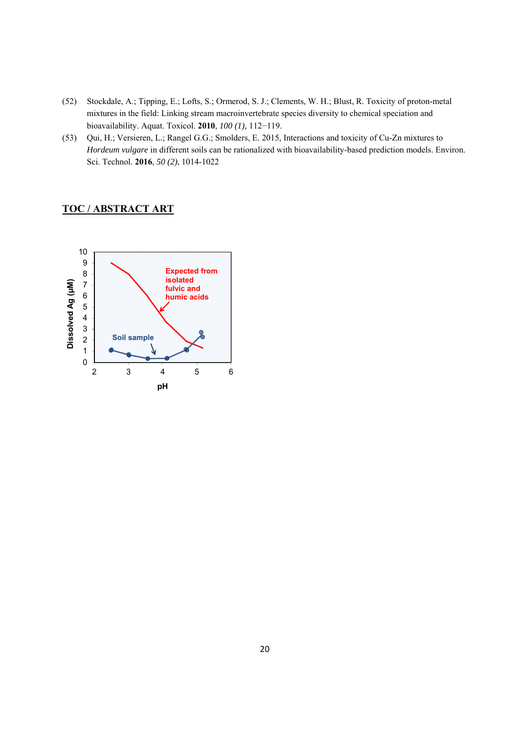(52) Stockdale, A.; Tipping, E.; Lofts, S.; Ormerod, S. J.; Clements, W. H.; Blust, R. Toxicity of proton-metal mixtures in the field: Linking stream macroinvertebrate species diversity to chemical speciation and bioavailability. Aquat. Toxicol. **2010**, *100 (1),* 112−119.

(53) Qui, H.; Versieren, L.; Rangel G.G.; Smolders, E. 2015, Interactions and toxicity of Cu-Zn mixtures to *Hordeum vulgare* in different soils can be rationalized with bioavailability-based prediction models. Environ. Sci. Technol. **2016**, *50 (2)*, 1014-1022

## TOC / ABSTRACT ART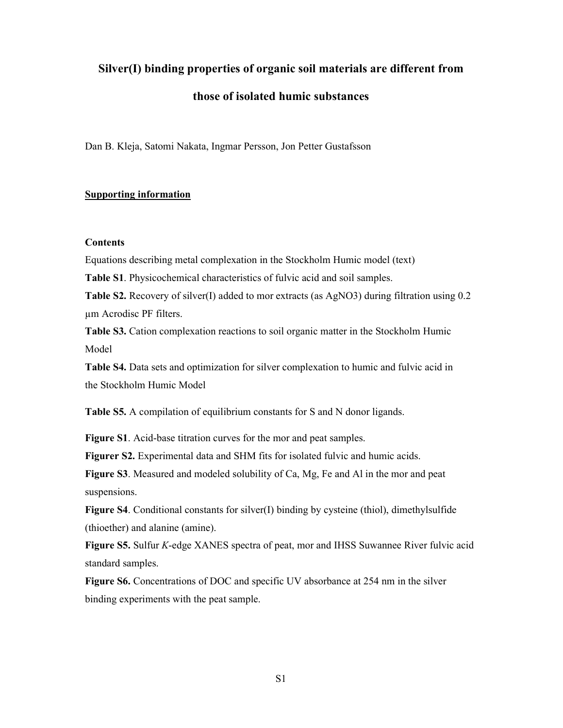# Silver(I) binding properties of organic soil materials are different from those of isolated humic substances

Dan B. Kleja, Satomi Nakata, Ingmar Persson, Jon Petter Gustafsson

## Supporting information

### Contents

Equations describing metal complexation in the Stockholm Humic model (text)

**Table S1**. Physicochemical characteristics of fulvic acid and soil samples.

**Table S2.** Recovery of silver(I) added to mor extracts (as AgNO3) during filtration using 0.2 µm Acrodisc PF filters.

**Table S3.** Cation complexation reactions to soil organic matter in the Stockholm Humic Model

**Table S4.** Data sets and optimization for silver complexation to humic and fulvic acid in the Stockholm Humic Model

**Table S5.** A compilation of equilibrium constants for S and N donor ligands.

**Figure S1**. Acid-base titration curves for the mor and peat samples.

**Figurer S2.** Experimental data and SHM fits for isolated fulvic and humic acids.

**Figure S3**. Measured and modeled solubility of Ca, Mg, Fe and Al in the mor and peat suspensions.

**Figure S4**. Conditional constants for silver(I) binding by cysteine (thiol), dimethylsulfide (thioether) and alanine (amine).

**Figure S5.** Sulfur *K*-edge XANES spectra of peat, mor and IHSS Suwannee River fulvic acid standard samples.

**Figure S6.** Concentrations of DOC and specific UV absorbance at 254 nm in the silver binding experiments with the peat sample.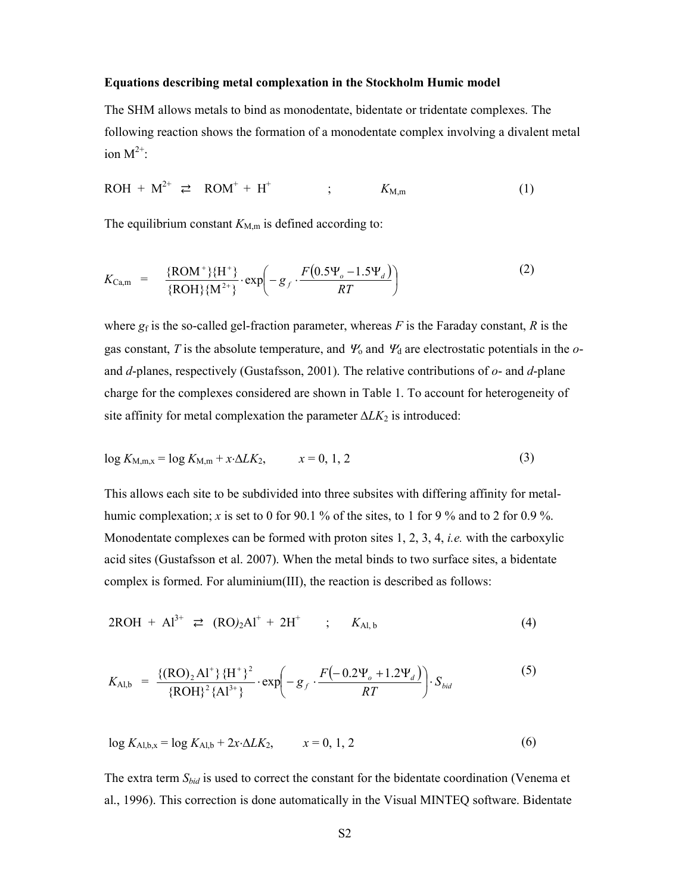**Equations describing metal complexation in the Stockholm Humic model**

The SHM allows metals to bind as monodentate, bidentate or tridentate complexes. The following reaction shows the formation of a monodentate complex involving a divalent metal ion $M^{2+}$:

$$\mathrm{ROH} + \mathrm{M}^{2+} \rightleftarrows \mathrm{ROM}^{+} + \mathrm{H}^{+} \quad ; \quad K_{\mathrm{M,m}} \tag{1}$$

The equilibrium constant $K_{\mathrm{M,m}}$ is defined according to:

$$K_{\mathrm{Ca,m}} = \frac{\{\mathrm{ROM}^{+}\}\{\mathrm{H}^{+}\}}{\{\mathrm{ROH}\}\{\mathrm{M}^{2+}\}} \cdot \exp\left(-g_f \cdot \frac{F(0.5\Psi_o - 1.5\Psi_d)}{RT}\right) \tag{2}$$

where $g_f$ is the so-called gel-fraction parameter, whereas $F$ is the Faraday constant, $R$ is the gas constant, $T$ is the absolute temperature, and $\Psi_o$ and $\Psi_d$ are electrostatic potentials in the *o*- and *d*-planes, respectively (Gustafsson, 2001). The relative contributions of *o*- and *d*-plane charge for the complexes considered are shown in Table 1. To account for heterogeneity of site affinity for metal complexation the parameter $\Delta LK_2$ is introduced:

$$\log K_{\mathrm{M,m,x}} = \log K_{\mathrm{M,m}} + x \cdot \Delta LK_2, \qquad x = 0, 1, 2 \tag{3}$$

This allows each site to be subdivided into three subsites with differing affinity for metal-humic complexation; $x$ is set to 0 for 90.1 % of the sites, to 1 for 9 % and to 2 for 0.9 %. Monodentate complexes can be formed with proton sites 1, 2, 3, 4, *i.e.* with the carboxylic acid sites (Gustafsson et al. 2007). When the metal binds to two surface sites, a bidentate complex is formed. For aluminium(III), the reaction is described as follows:

$$2\mathrm{ROH} + \mathrm{Al}^{3+} \rightleftarrows (\mathrm{RO})_2\mathrm{Al}^{+} + 2\mathrm{H}^{+} \quad ; \quad K_{\mathrm{Al,b}} \tag{4}$$

$$K_{\mathrm{Al,b}} = \frac{\{(\mathrm{RO})_2\mathrm{Al}^{+}\}\{\mathrm{H}^{+}\}^2}{\{\mathrm{ROH}\}^2\{\mathrm{Al}^{3+}\}} \cdot \exp\left(-g_f \cdot \frac{F(-0.2\Psi_o + 1.2\Psi_d)}{RT}\right) \cdot S_{bid} \tag{5}$$

$$\log K_{\mathrm{Al,b,x}} = \log K_{\mathrm{Al,b}} + 2x \cdot \Delta LK_2, \qquad x = 0, 1, 2 \tag{6}$$

The extra term $S_{bid}$ is used to correct the constant for the bidentate coordination (Venema et al., 1996). This correction is done automatically in the Visual MINTEQ software. Bidentate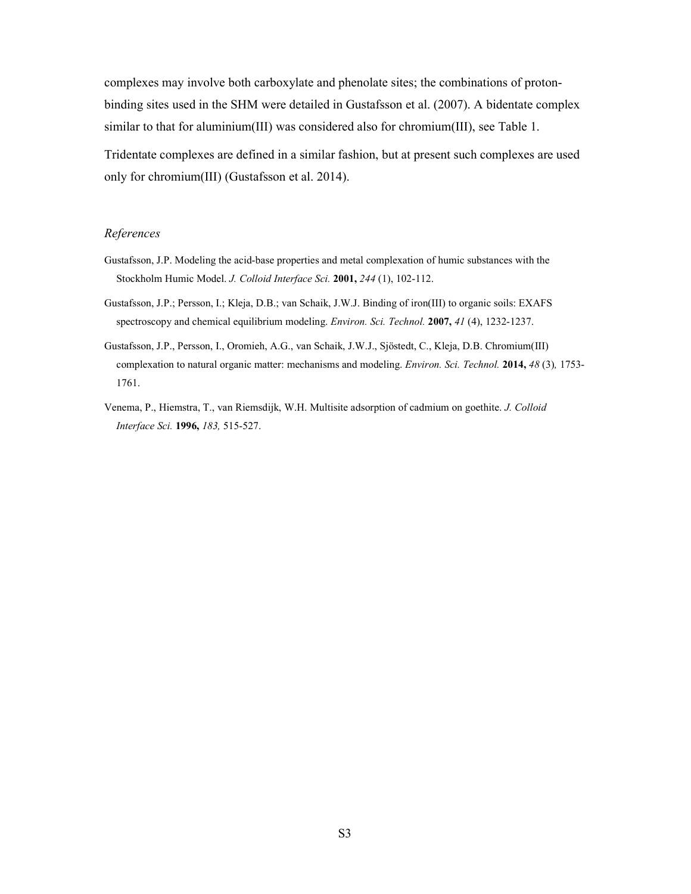complexes may involve both carboxylate and phenolate sites; the combinations of proton-binding sites used in the SHM were detailed in Gustafsson et al. (2007). A bidentate complex similar to that for aluminium(III) was considered also for chromium(III), see Table 1.

Tridentate complexes are defined in a similar fashion, but at present such complexes are used only for chromium(III) (Gustafsson et al. 2014).

*References*

Gustafsson, J.P. Modeling the acid-base properties and metal complexation of humic substances with the Stockholm Humic Model. *J. Colloid Interface Sci.* **2001,** *244* (1), 102-112.

Gustafsson, J.P.; Persson, I.; Kleja, D.B.; van Schaik, J.W.J. Binding of iron(III) to organic soils: EXAFS spectroscopy and chemical equilibrium modeling. *Environ. Sci. Technol.* **2007,** *41* (4), 1232-1237.

Gustafsson, J.P., Persson, I., Oromieh, A.G., van Schaik, J.W.J., Sjöstedt, C., Kleja, D.B. Chromium(III) complexation to natural organic matter: mechanisms and modeling. *Environ. Sci. Technol.* **2014,** *48* (3)*,* 1753-1761.

Venema, P., Hiemstra, T., van Riemsdijk, W.H. Multisite adsorption of cadmium on goethite. *J. Colloid Interface Sci.* **1996,** *183,* 515-527.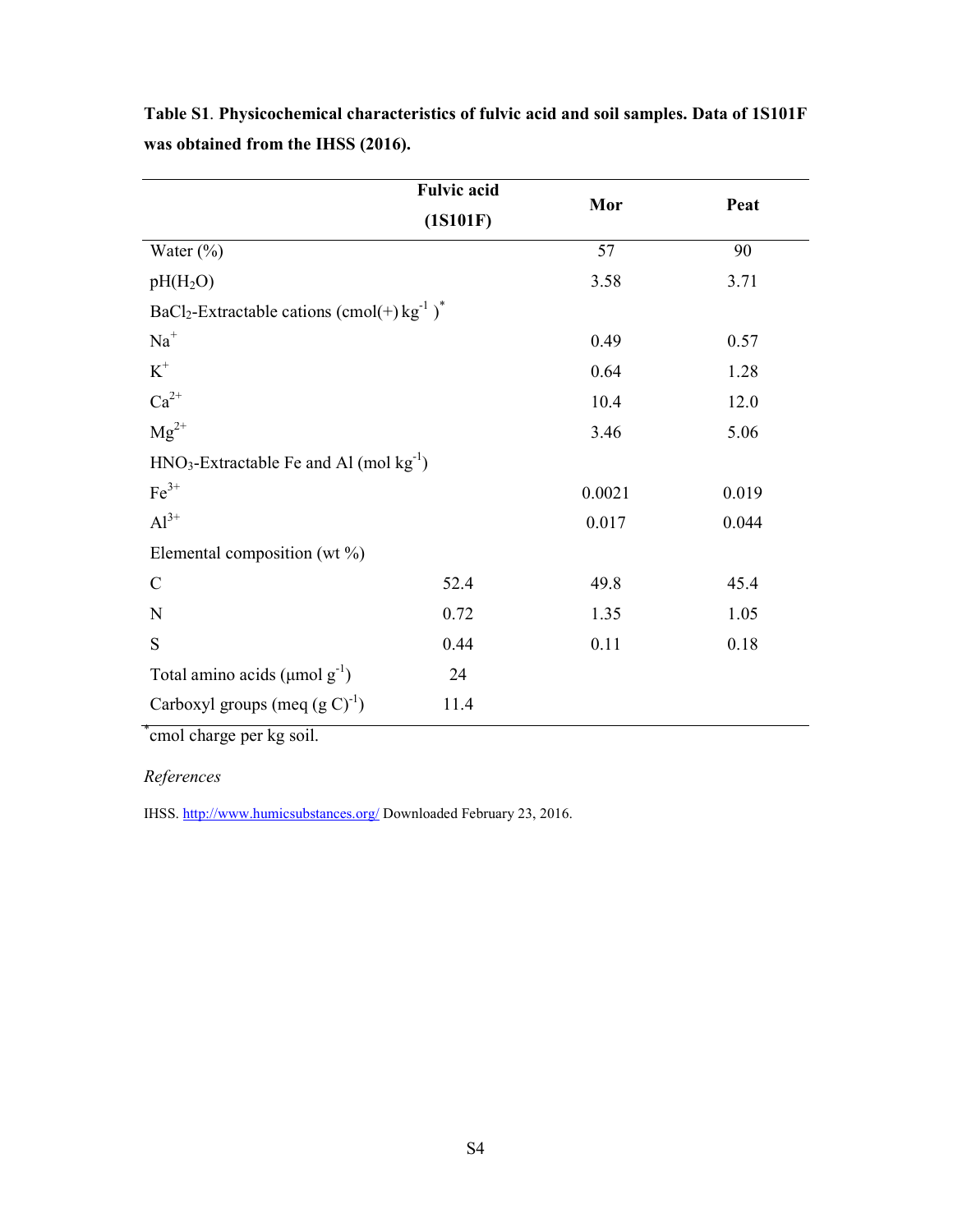**Table S1**. **Physicochemical characteristics of fulvic acid and soil samples. Data of 1S101F was obtained from the IHSS (2016).**

| | Fulvic acid (1S101F) | Mor | Peat |
|---|---|---|---|
| Water (%) | | 57 | 90 |
| pH($H_2O$) | | 3.58 | 3.71 |
| $BaCl_2$-Extractable cations (cmol(+) $kg^{-1}$)* | | | |
| $Na^+$ | | 0.49 | 0.57 |
| $K^+$ | | 0.64 | 1.28 |
| $Ca^{2+}$ | | 10.4 | 12.0 |
| $Mg^{2+}$ | | 3.46 | 5.06 |
| $HNO_3$-Extractable Fe and Al (mol $kg^{-1}$) | | | |
| $Fe^{3+}$ | | 0.0021 | 0.019 |
| $Al^{3+}$ | | 0.017 | 0.044 |
| Elemental composition (wt %) | | | |
| C | 52.4 | 49.8 | 45.4 |
| N | 0.72 | 1.35 | 1.05 |
| S | 0.44 | 0.11 | 0.18 |
| Total amino acids (μmol $g^{-1}$) | 24 | | |
| Carboxyl groups (meq $(g\ C)^{-1}$) | 11.4 | | |

*cmol charge per kg soil.

*References*

IHSS. http://www.humicsubstances.org/ Downloaded February 23, 2016.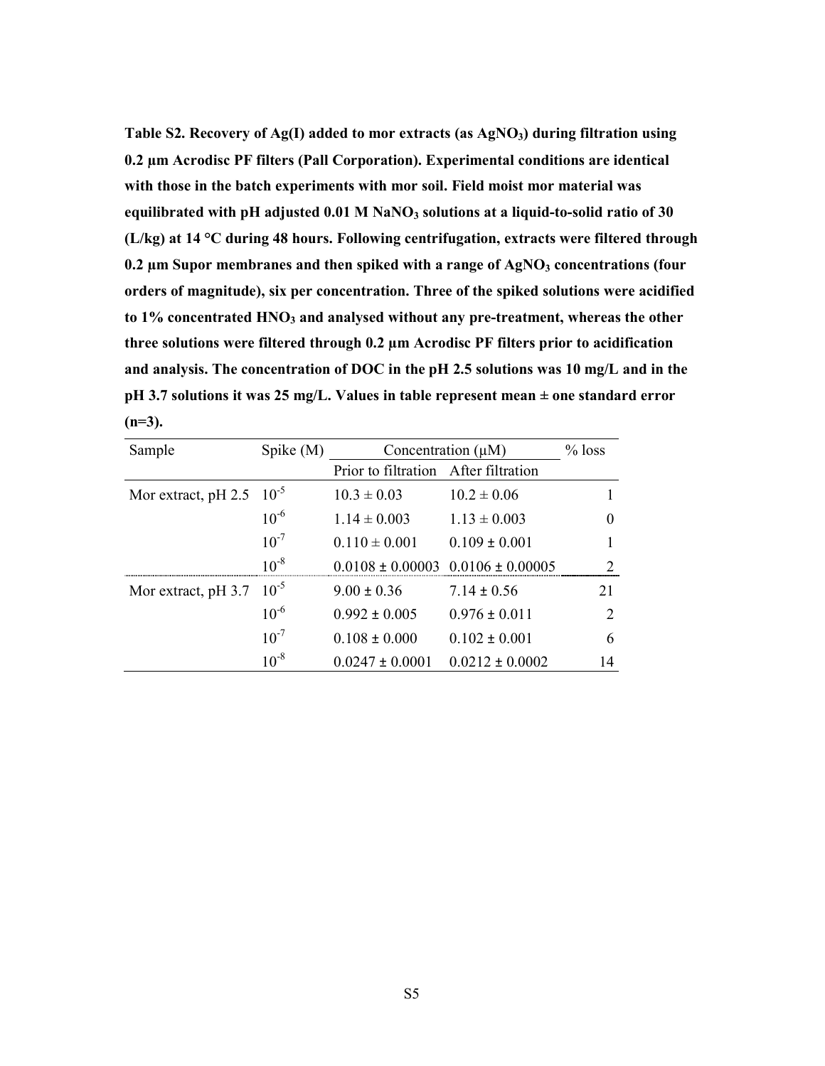**Table S2. Recovery of Ag(I) added to mor extracts (as $AgNO_3$) during filtration using 0.2 µm Acrodisc PF filters (Pall Corporation). Experimental conditions are identical with those in the batch experiments with mor soil. Field moist mor material was equilibrated with pH adjusted 0.01 M $NaNO_3$ solutions at a liquid-to-solid ratio of 30 (L/kg) at 14 °C during 48 hours. Following centrifugation, extracts were filtered through 0.2 µm Supor membranes and then spiked with a range of $AgNO_3$ concentrations (four orders of magnitude), six per concentration. Three of the spiked solutions were acidified to 1% concentrated $HNO_3$ and analysed without any pre-treatment, whereas the other three solutions were filtered through 0.2 µm Acrodisc PF filters prior to acidification and analysis. The concentration of DOC in the pH 2.5 solutions was 10 mg/L and in the pH 3.7 solutions it was 25 mg/L. Values in table represent mean ± one standard error (n=3).**

| Sample | Spike (M) | Concentration (µM) | | % loss |
|---|---|---|---|---|
| | | Prior to filtration | After filtration | |
| Mor extract, pH 2.5 | $10^{-5}$ | 10.3 ± 0.03 | 10.2 ± 0.06 | 1 |
| | $10^{-6}$ | 1.14 ± 0.003 | 1.13 ± 0.003 | 0 |
| | $10^{-7}$ | 0.110 ± 0.001 | 0.109 ± 0.001 | 1 |
| | $10^{-8}$ | 0.0108 ± 0.00003 | 0.0106 ± 0.00005 | 2 |
| Mor extract, pH 3.7 | $10^{-5}$ | 9.00 ± 0.36 | 7.14 ± 0.56 | 21 |
| | $10^{-6}$ | 0.992 ± 0.005 | 0.976 ± 0.011 | 2 |
| | $10^{-7}$ | 0.108 ± 0.000 | 0.102 ± 0.001 | 6 |
| | $10^{-8}$ | 0.0247 ± 0.0001 | 0.0212 ± 0.0002 | 14 |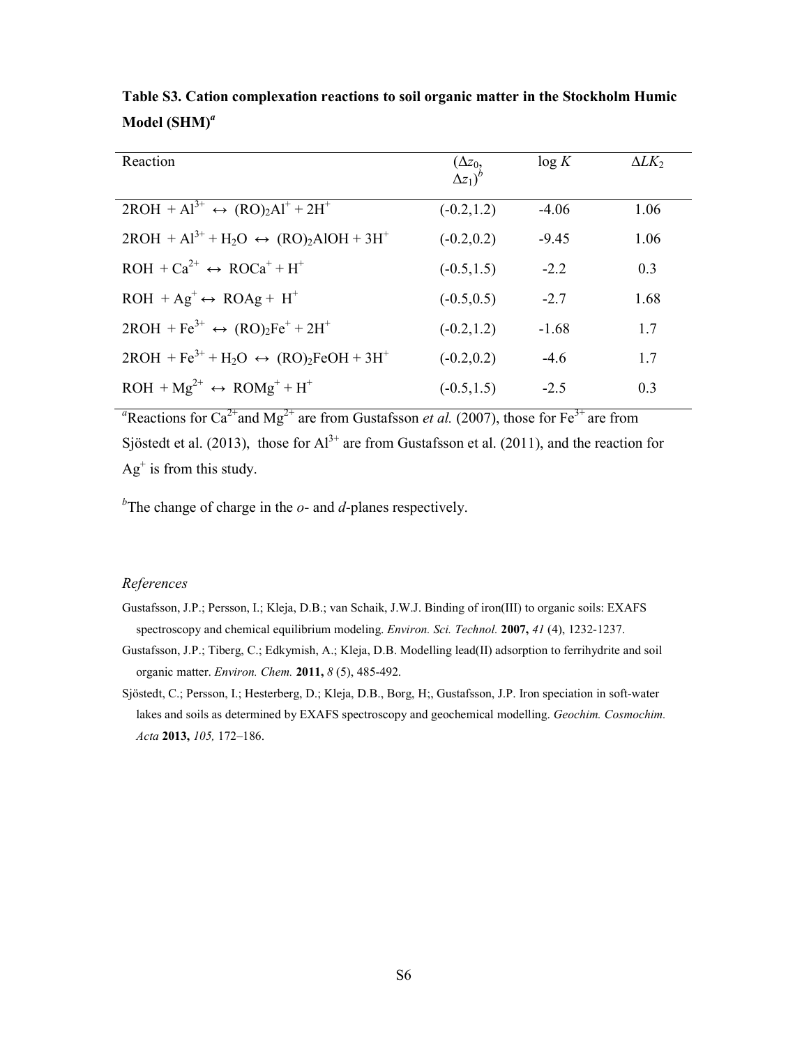**Table S3. Cation complexation reactions to soil organic matter in the Stockholm Humic Model (SHM)[a]**

| Reaction | ($\Delta z_0$, $\Delta z_1$)[b] | log $K$ | $\Delta LK_2$ |
|---|---|---|---|
| $2ROH + Al^{3+} \leftrightarrow (RO)_2Al^+ + 2H^+$ | (-0.2,1.2) | -4.06 | 1.06 |
| $2ROH + Al^{3+} + H_2O \leftrightarrow (RO)_2AlOH + 3H^+$ | (-0.2,0.2) | -9.45 | 1.06 |
| $ROH + Ca^{2+} \leftrightarrow ROCa^+ + H^+$ | (-0.5,1.5) | -2.2 | 0.3 |
| $ROH + Ag^+ \leftrightarrow ROAg + H^+$ | (-0.5,0.5) | -2.7 | 1.68 |
| $2ROH + Fe^{3+} \leftrightarrow (RO)_2Fe^+ + 2H^+$ | (-0.2,1.2) | -1.68 | 1.7 |
| $2ROH + Fe^{3+} + H_2O \leftrightarrow (RO)_2FeOH + 3H^+$ | (-0.2,0.2) | -4.6 | 1.7 |
| $ROH + Mg^{2+} \leftrightarrow ROMg^+ + H^+$ | (-0.5,1.5) | -2.5 | 0.3 |

[a]Reactions for $Ca^{2+}$ and $Mg^{2+}$ are from Gustafsson *et al.* (2007), those for $Fe^{3+}$ are from Sjöstedt et al. (2013), those for $Al^{3+}$ are from Gustafsson et al. (2011), and the reaction for $Ag^+$ is from this study.

[b]The change of charge in the *o*- and *d*-planes respectively.

*References*

Gustafsson, J.P.; Persson, I.; Kleja, D.B.; van Schaik, J.W.J. Binding of iron(III) to organic soils: EXAFS spectroscopy and chemical equilibrium modeling. *Environ. Sci. Technol.* **2007,** *41* (4), 1232-1237.

Gustafsson, J.P.; Tiberg, C.; Edkymish, A.; Kleja, D.B. Modelling lead(II) adsorption to ferrihydrite and soil organic matter. *Environ. Chem.* **2011,** *8* (5), 485-492.

Sjöstedt, C.; Persson, I.; Hesterberg, D.; Kleja, D.B., Borg, H;, Gustafsson, J.P. Iron speciation in soft-water lakes and soils as determined by EXAFS spectroscopy and geochemical modelling. *Geochim. Cosmochim. Acta* **2013,** *105,* 172–186.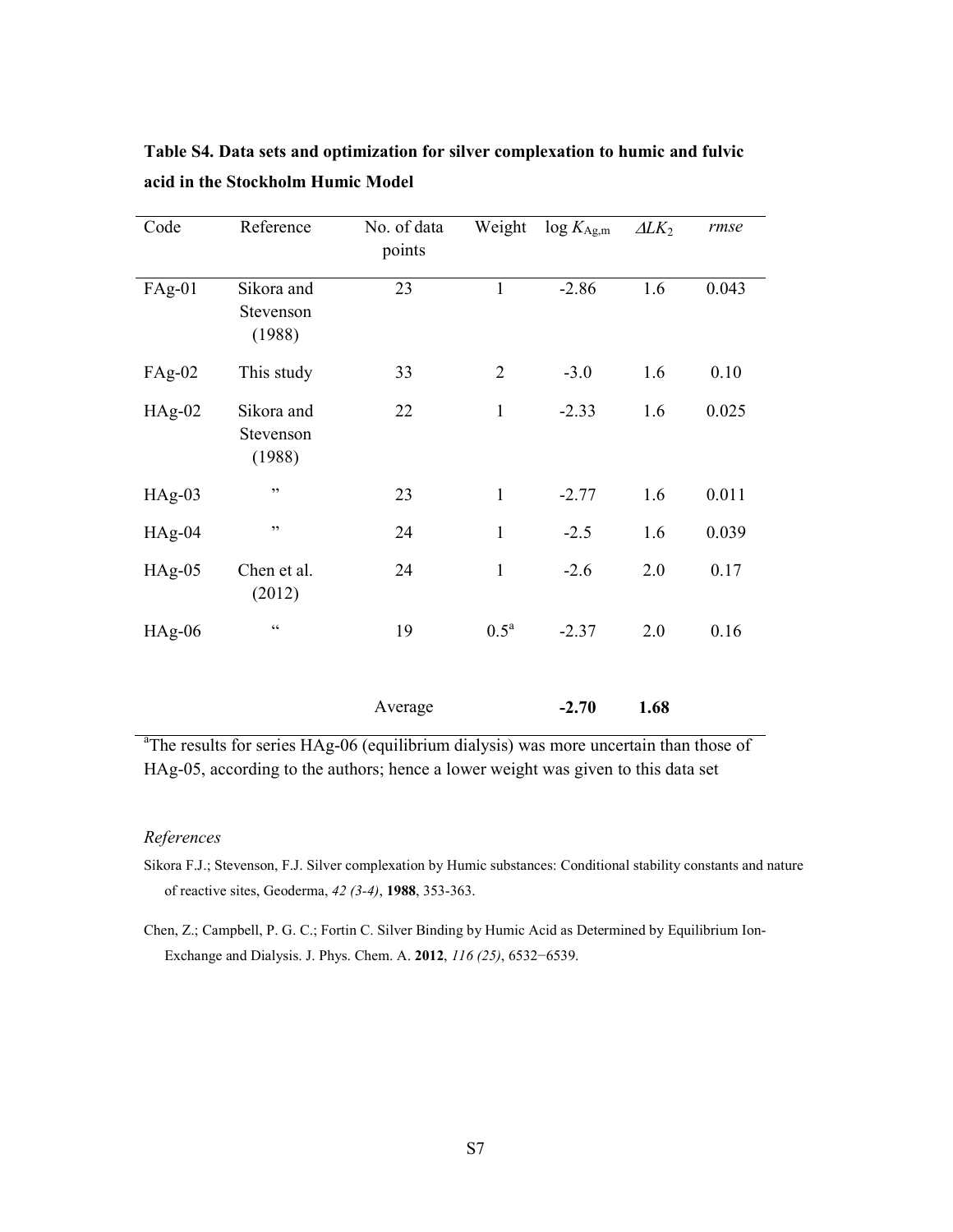**Table S4. Data sets and optimization for silver complexation to humic and fulvic acid in the Stockholm Humic Model**

| Code | Reference | No. of data points | Weight | log $K_{Ag,m}$ | $\Delta LK_2$ | *rmse* |
|---|---|---|---|---|---|---|
| FAg-01 | Sikora and Stevenson (1988) | 23 | 1 | -2.86 | 1.6 | 0.043 |
| FAg-02 | This study | 33 | 2 | -3.0 | 1.6 | 0.10 |
| HAg-02 | Sikora and Stevenson (1988) | 22 | 1 | -2.33 | 1.6 | 0.025 |
| HAg-03 | ” | 23 | 1 | -2.77 | 1.6 | 0.011 |
| HAg-04 | ” | 24 | 1 | -2.5 | 1.6 | 0.039 |
| HAg-05 | Chen et al. (2012) | 24 | 1 | -2.6 | 2.0 | 0.17 |
| HAg-06 | “ | 19 | 0.5[a] | -2.37 | 2.0 | 0.16 |
| | | Average | | **-2.70** | **1.68** | |

[a]The results for series HAg-06 (equilibrium dialysis) was more uncertain than those of HAg-05, according to the authors; hence a lower weight was given to this data set

*References*

Sikora F.J.; Stevenson, F.J. Silver complexation by Humic substances: Conditional stability constants and nature of reactive sites, Geoderma, *42 (3-4)*, **1988**, 353-363.

Chen, Z.; Campbell, P. G. C.; Fortin C. Silver Binding by Humic Acid as Determined by Equilibrium Ion-Exchange and Dialysis. J. Phys. Chem. A. **2012**, *116 (25)*, 6532−6539.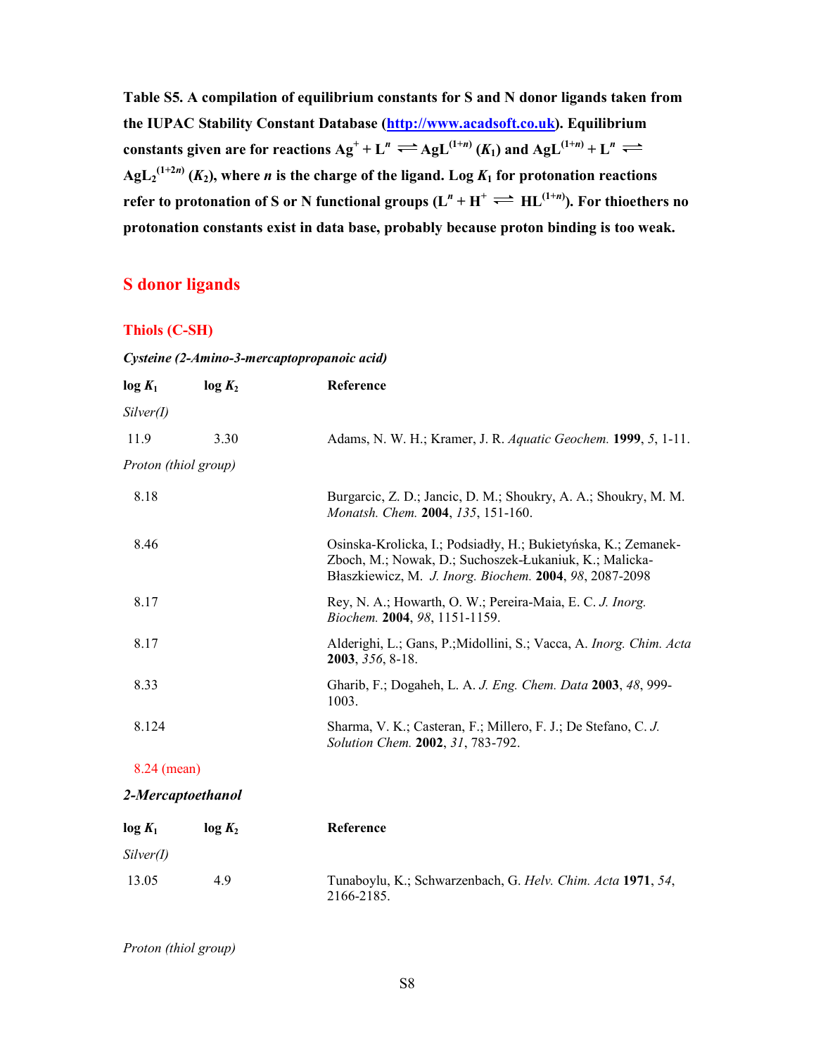**Table S5. A compilation of equilibrium constants for S and N donor ligands taken from the IUPAC Stability Constant Database (http://www.acadsoft.co.uk). Equilibrium constants given are for reactions $Ag^+ + L^n \rightleftharpoons AgL^{(1+n)}$ ($K_1$) and $AgL^{(1+n)} + L^n \rightleftharpoons AgL_2^{(1+2n)}$ ($K_2$), where $n$ is the charge of the ligand. Log $K_1$ for protonation reactions refer to protonation of S or N functional groups ($L^n + H^+ \rightleftharpoons HL^{(1+n)}$). For thioethers no protonation constants exist in data base, probably because proton binding is too weak.**

## S donor ligands

### Thiols (C-SH)

***Cysteine (2-Amino-3-mercaptopropanoic acid)***

| log $K_1$ | log $K_2$ | Reference |
|---|---|---|
| *Silver(I)* | | |
| 11.9 | 3.30 | Adams, N. W. H.; Kramer, J. R. *Aquatic Geochem.* **1999**, *5*, 1-11. |
| *Proton (thiol group)* | | |
| 8.18 | | Burgarcic, Z. D.; Jancic, D. M.; Shoukry, A. A.; Shoukry, M. M. *Monatsh. Chem.* **2004**, *135*, 151-160. |
| 8.46 | | Osinska-Krolicka, I.; Podsiadły, H.; Bukietyńska, K.; Zemanek-Zboch, M.; Nowak, D.; Suchoszek-Łukaniuk, K.; Malicka-Błaszkiewicz, M. *J. Inorg. Biochem.* **2004**, *98*, 2087-2098 |
| 8.17 | | Rey, N. A.; Howarth, O. W.; Pereira-Maia, E. C. *J. Inorg. Biochem.* **2004**, *98*, 1151-1159. |
| 8.17 | | Alderighi, L.; Gans, P.;Midollini, S.; Vacca, A. *Inorg. Chim. Acta* **2003**, *356*, 8-18. |
| 8.33 | | Gharib, F.; Dogaheh, L. A. *J. Eng. Chem. Data* **2003**, *48*, 999-1003. |
| 8.124 | | Sharma, V. K.; Casteran, F.; Millero, F. J.; De Stefano, C. *J. Solution Chem.* **2002**, *31*, 783-792. |
| 8.24 (mean) | | |

***2-Mercaptoethanol***

| log $K_1$ | log $K_2$ | Reference |
|---|---|---|
| *Silver(I)* | | |
| 13.05 | 4.9 | Tunaboylu, K.; Schwarzenbach, G. *Helv. Chim. Acta* **1971**, *54*, 2166-2185. |
| *Proton (thiol group)* | | |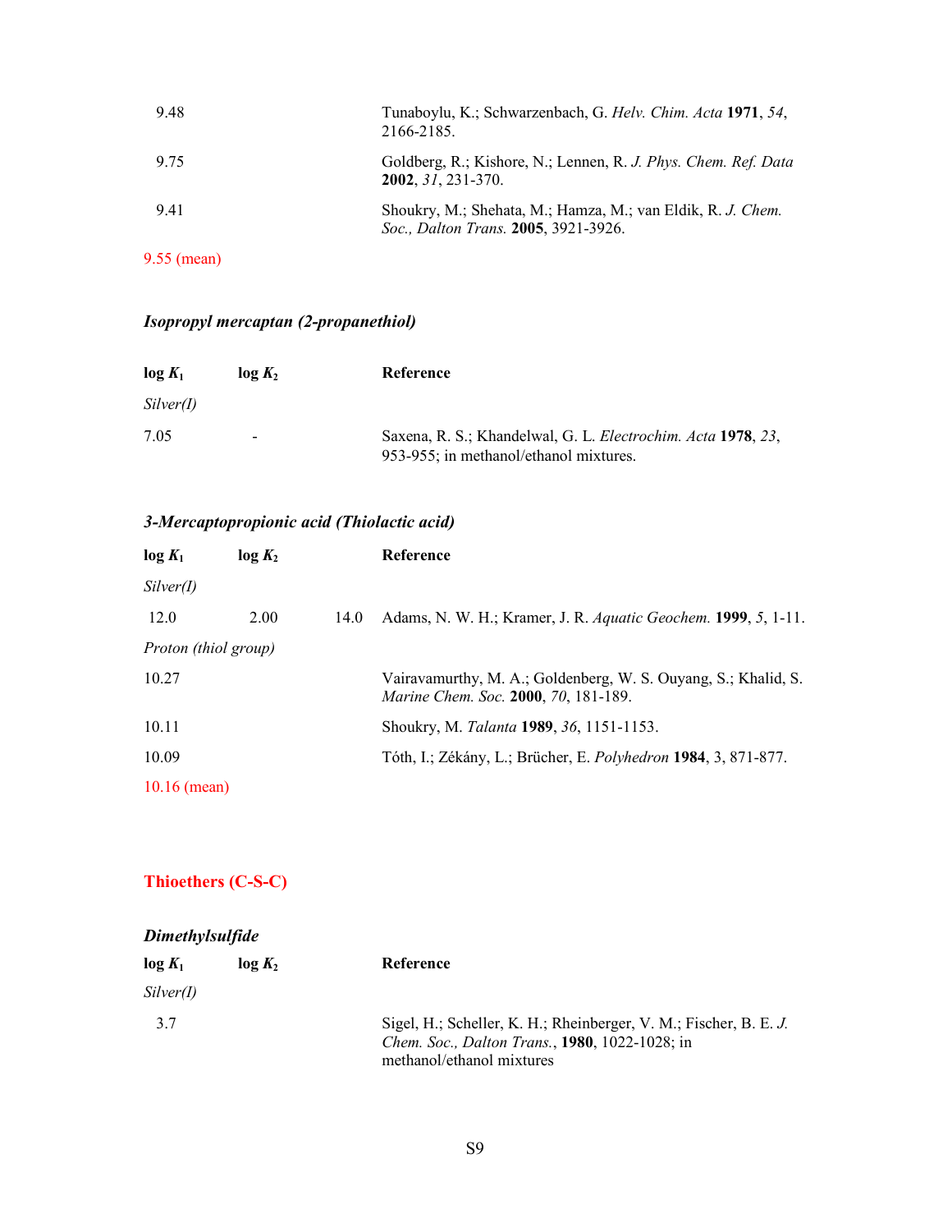| | | Reference |
|---|---|---|
| 9.48 | | Tunaboylu, K.; Schwarzenbach, G. *Helv. Chim. Acta* **1971**, *54*, 2166-2185. |
| 9.75 | | Goldberg, R.; Kishore, N.; Lennen, R. *J. Phys. Chem. Ref. Data* **2002**, *31*, 231-370. |
| 9.41 | | Shoukry, M.; Shehata, M.; Hamza, M.; van Eldik, R. *J. Chem. Soc., Dalton Trans.* **2005**, 3921-3926. |

9.55 (mean)

### *Isopropyl mercaptan (2-propanethiol)*

| log $K_1$ | log $K_2$ | Reference |
|---|---|---|
| *Silver(I)* | | |
| 7.05 | - | Saxena, R. S.; Khandelwal, G. L. *Electrochim. Acta* **1978**, *23*, 953-955; in methanol/ethanol mixtures. |

### *3-Mercaptopropionic acid (Thiolactic acid)*

| log $K_1$ | log $K_2$ | | Reference |
|---|---|---|---|
| *Silver(I)* | | | |
| 12.0 | 2.00 | 14.0 | Adams, N. W. H.; Kramer, J. R. *Aquatic Geochem.* **1999**, *5*, 1-11. |
| *Proton (thiol group)* | | | |
| 10.27 | | | Vairavamurthy, M. A.; Goldenberg, W. S. Ouyang, S.; Khalid, S. *Marine Chem. Soc.* **2000**, *70*, 181-189. |
| 10.11 | | | Shoukry, M. *Talanta* **1989**, *36*, 1151-1153. |
| 10.09 | | | Tóth, I.; Zékány, L.; Brücher, E. *Polyhedron* **1984**, 3, 871-877. |

10.16 (mean)

## Thioethers (C-S-C)

### *Dimethylsulfide*

| log $K_1$ | log $K_2$ | Reference |
|---|---|---|
| *Silver(I)* | | |
| 3.7 | | Sigel, H.; Scheller, K. H.; Rheinberger, V. M.; Fischer, B. E. *J. Chem. Soc., Dalton Trans.*, **1980**, 1022-1028; in methanol/ethanol mixtures |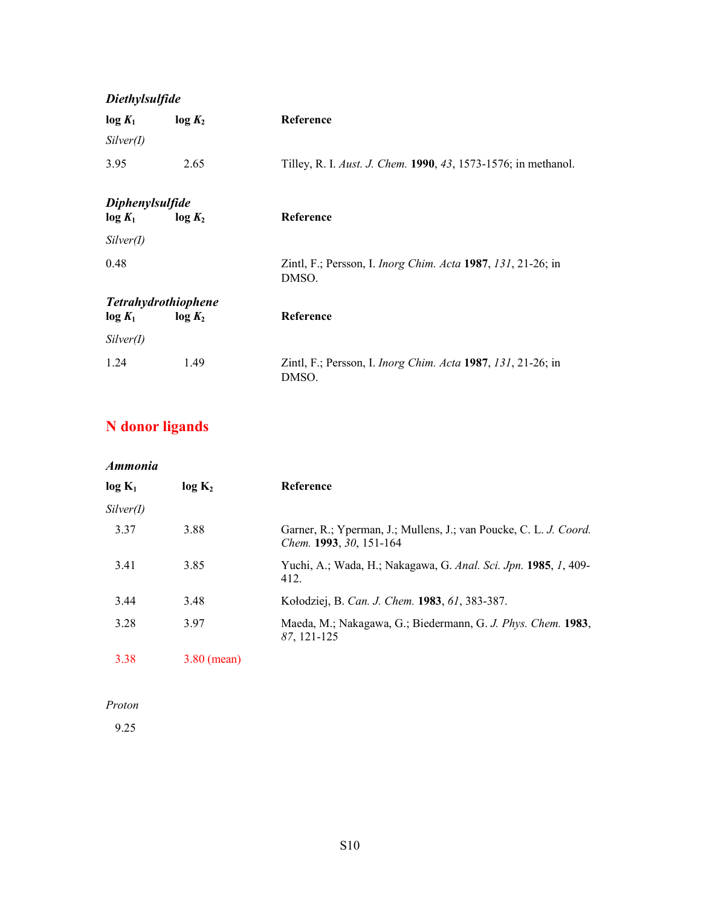### *Diethylsulfide*

| $\log K_1$ | $\log K_2$ | Reference |
|---|---|---|
| *Silver(I)* | | |
| 3.95 | 2.65 | Tilley, R. I. *Aust. J. Chem.* **1990**, *43*, 1573-1576; in methanol. |

### *Diphenylsulfide*

| $\log K_1$ | $\log K_2$ | Reference |
|---|---|---|
| *Silver(I)* | | |
| 0.48 | | Zintl, F.; Persson, I. *Inorg Chim. Acta* **1987**, *131*, 21-26; in DMSO. |

### *Tetrahydrothiophene*

| $\log K_1$ | $\log K_2$ | Reference |
|---|---|---|
| *Silver(I)* | | |
| 1.24 | 1.49 | Zintl, F.; Persson, I. *Inorg Chim. Acta* **1987**, *131*, 21-26; in DMSO. |

## N donor ligands

### *Ammonia*

| $\log K_1$ | $\log K_2$ | Reference |
|---|---|---|
| *Silver(I)* | | |
| 3.37 | 3.88 | Garner, R.; Yperman, J.; Mullens, J.; van Poucke, C. L. *J. Coord. Chem.* **1993**, *30*, 151-164 |
| 3.41 | 3.85 | Yuchi, A.; Wada, H.; Nakagawa, G. *Anal. Sci. Jpn.* **1985**, *1*, 409-412. |
| 3.44 | 3.48 | Kołodziej, B. *Can. J. Chem.* **1983**, *61*, 383-387. |
| 3.28 | 3.97 | Maeda, M.; Nakagawa, G.; Biedermann, G. *J. Phys. Chem.* **1983**, *87*, 121-125 |
| 3.38 | 3.80 (mean) | |
| *Proton* | | |
| 9.25 | | |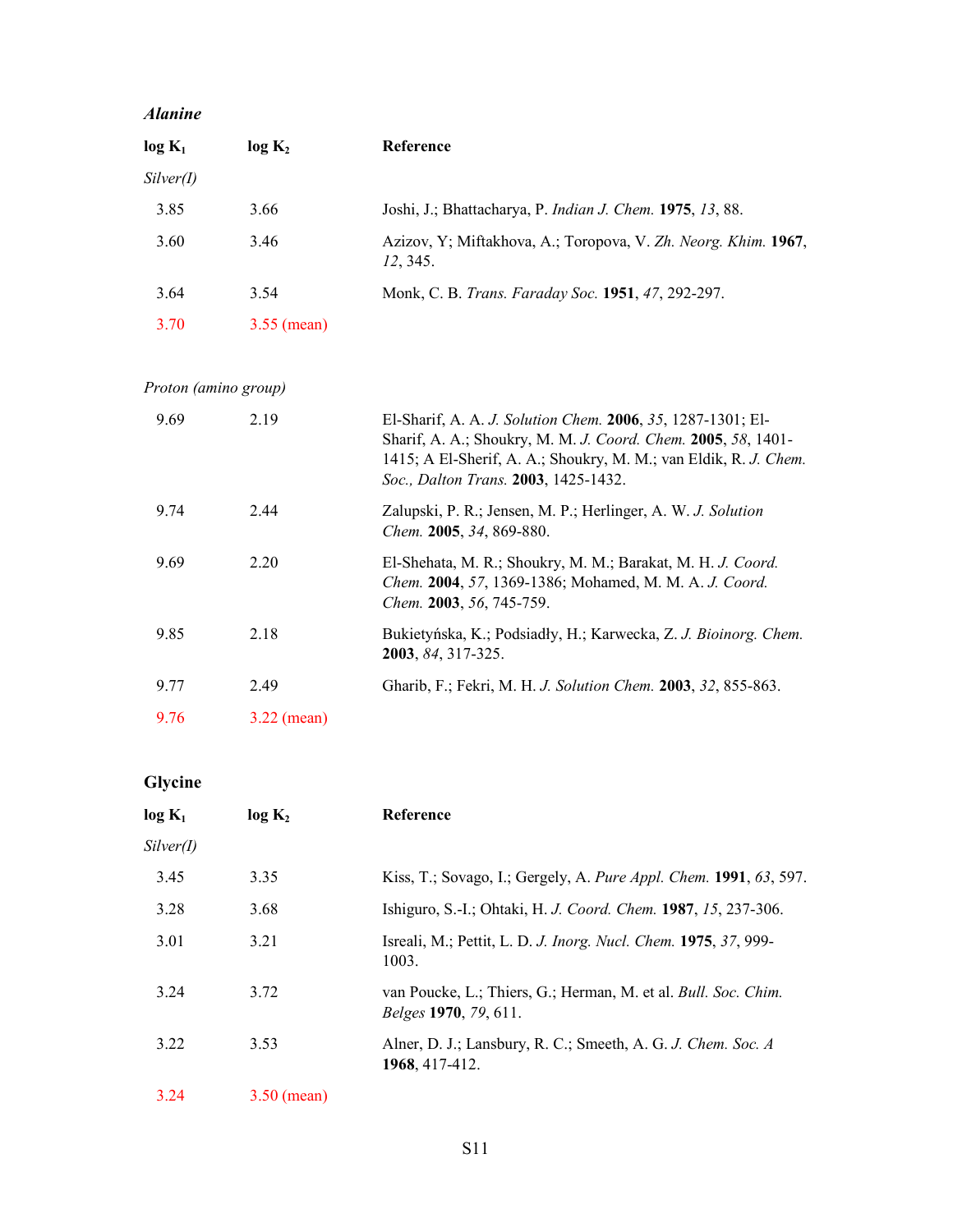### *Alanine*

| log $K_1$ | log $K_2$ | Reference |
|---|---|---|
| *Silver(I)* | | |
| 3.85 | 3.66 | Joshi, J.; Bhattacharya, P. *Indian J. Chem.* **1975**, *13*, 88. |
| 3.60 | 3.46 | Azizov, Y; Miftakhova, A.; Toropova, V. *Zh. Neorg. Khim.* **1967**, *12*, 345. |
| 3.64 | 3.54 | Monk, C. B. *Trans. Faraday Soc.* **1951**, *47*, 292-297. |
| 3.70 | 3.55 (mean) | |
| *Proton (amino group)* | | |
| 9.69 | 2.19 | El-Sharif, A. A. *J. Solution Chem.* **2006**, *35*, 1287-1301; El-Sharif, A. A.; Shoukry, M. M. *J. Coord. Chem.* **2005**, *58*, 1401-1415; A El-Sherif, A. A.; Shoukry, M. M.; van Eldik, R. *J. Chem. Soc., Dalton Trans.* **2003**, 1425-1432. |
| 9.74 | 2.44 | Zalupski, P. R.; Jensen, M. P.; Herlinger, A. W. *J. Solution Chem.* **2005**, *34*, 869-880. |
| 9.69 | 2.20 | El-Shehata, M. R.; Shoukry, M. M.; Barakat, M. H. *J. Coord. Chem.* **2004**, *57*, 1369-1386; Mohamed, M. M. A. *J. Coord. Chem.* **2003**, *56*, 745-759. |
| 9.85 | 2.18 | Bukietyńska, K.; Podsiadły, H.; Karwecka, Z. *J. Bioinorg. Chem.* **2003**, *84*, 317-325. |
| 9.77 | 2.49 | Gharib, F.; Fekri, M. H. *J. Solution Chem.* **2003**, *32*, 855-863. |
| 9.76 | 3.22 (mean) | |

### Glycine

| log $K_1$ | log $K_2$ | Reference |
|---|---|---|
| *Silver(I)* | | |
| 3.45 | 3.35 | Kiss, T.; Sovago, I.; Gergely, A. *Pure Appl. Chem.* **1991**, *63*, 597. |
| 3.28 | 3.68 | Ishiguro, S.-I.; Ohtaki, H. *J. Coord. Chem.* **1987**, *15*, 237-306. |
| 3.01 | 3.21 | Isreali, M.; Pettit, L. D. *J. Inorg. Nucl. Chem.* **1975**, *37*, 999-1003. |
| 3.24 | 3.72 | van Poucke, L.; Thiers, G.; Herman, M. et al. *Bull. Soc. Chim. Belges* **1970**, *79*, 611. |
| 3.22 | 3.53 | Alner, D. J.; Lansbury, R. C.; Smeeth, A. G. *J. Chem. Soc. A* **1968**, 417-412. |
| 3.24 | 3.50 (mean) | |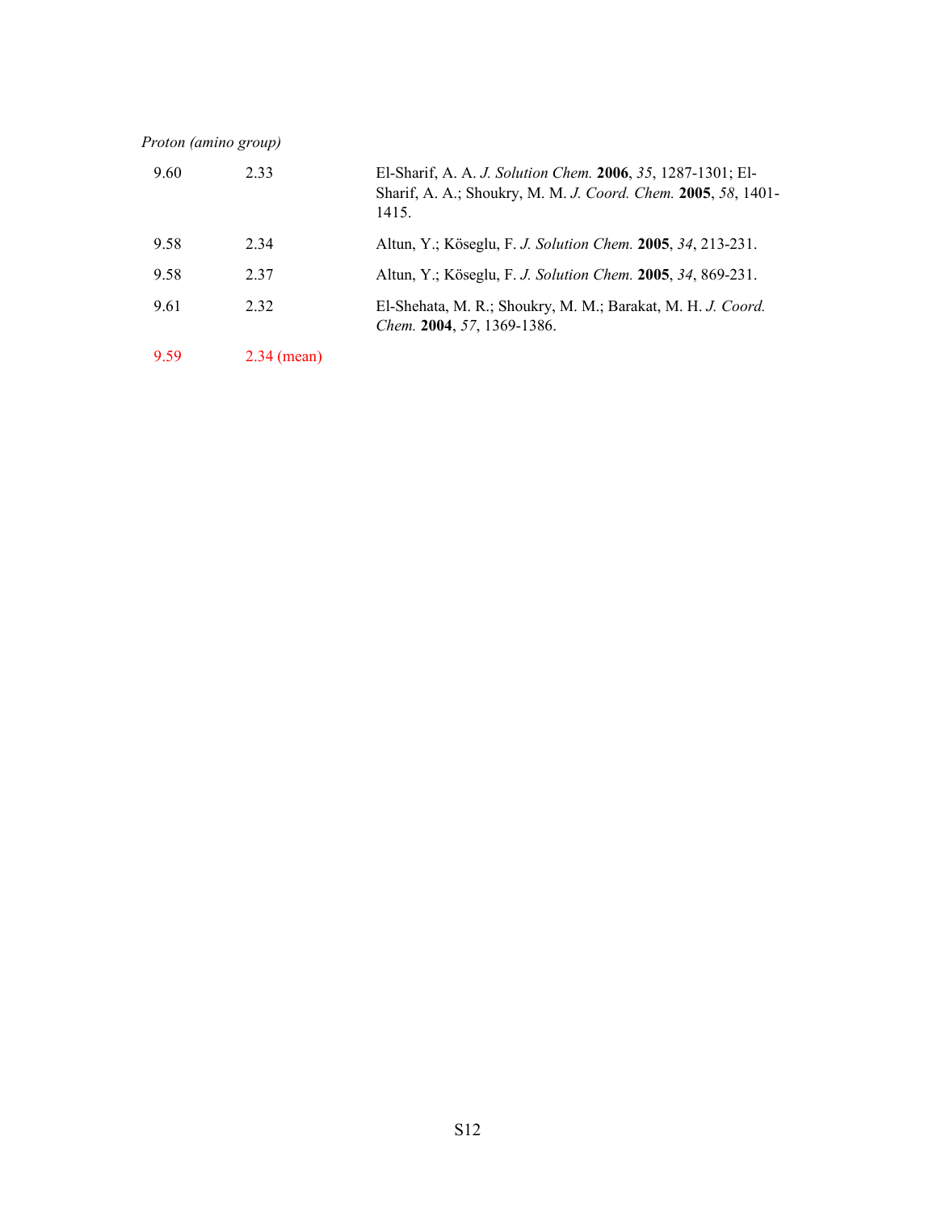*Proton (amino group)*

| | | |
|---|---|---|
| 9.60 | 2.33 | El-Sharif, A. A. *J. Solution Chem.* **2006**, *35*, 1287-1301; El-Sharif, A. A.; Shoukry, M. M. *J. Coord. Chem.* **2005**, *58*, 1401-1415. |
| 9.58 | 2.34 | Altun, Y.; Köseglu, F. *J. Solution Chem.* **2005**, *34*, 213-231. |
| 9.58 | 2.37 | Altun, Y.; Köseglu, F. *J. Solution Chem.* **2005**, *34*, 869-231. |
| 9.61 | 2.32 | El-Shehata, M. R.; Shoukry, M. M.; Barakat, M. H. *J. Coord. Chem.* **2004**, *57*, 1369-1386. |
| 9.59 | 2.34 (mean) | |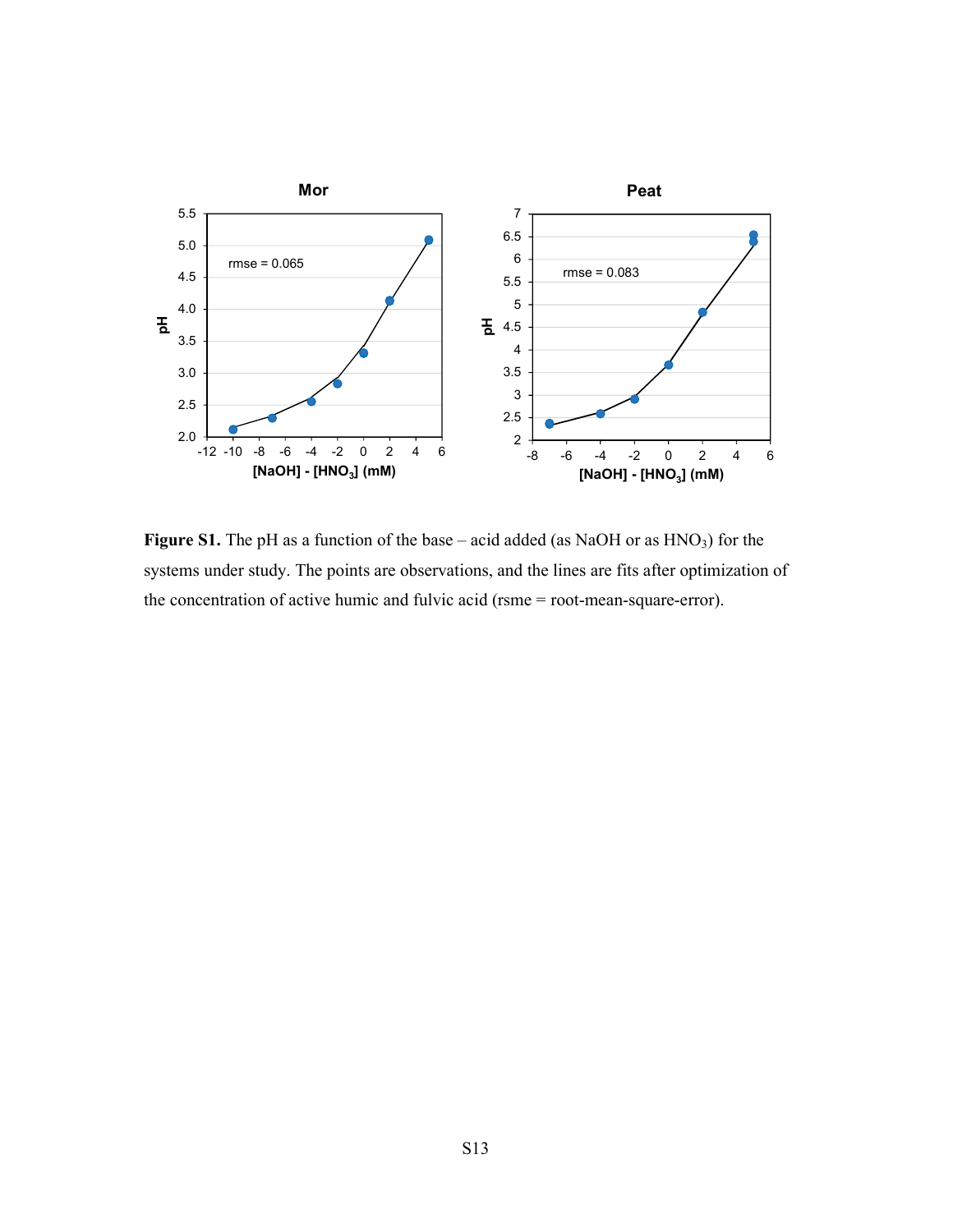**Figure S1.** The pH as a function of the base – acid added (as NaOH or as $HNO_3$) for the systems under study. The points are observations, and the lines are fits after optimization of the concentration of active humic and fulvic acid (rsme = root-mean-square-error).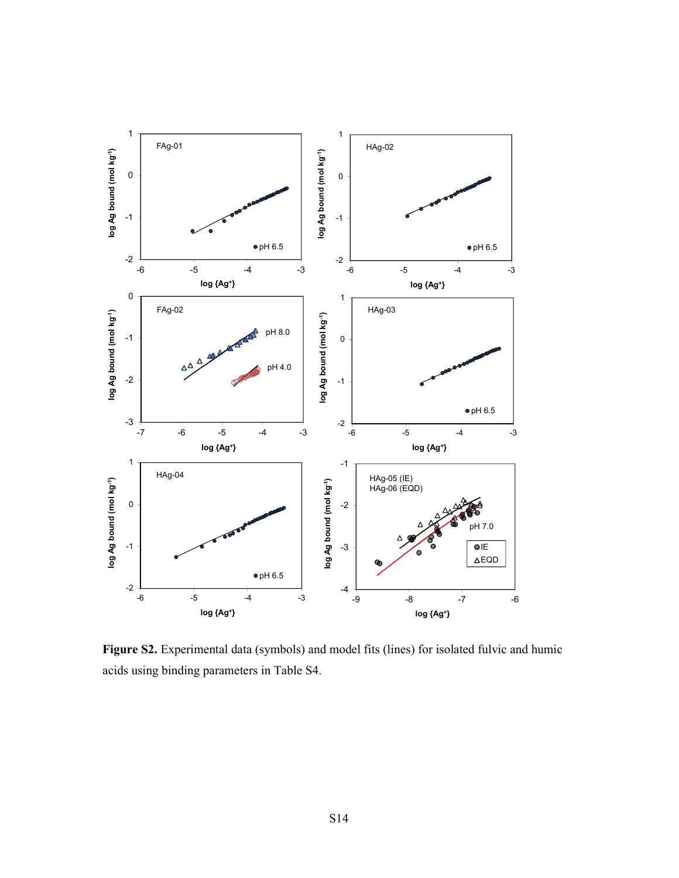**Figure S2.** Experimental data (symbols) and model fits (lines) for isolated fulvic and humic acids using binding parameters in Table S4.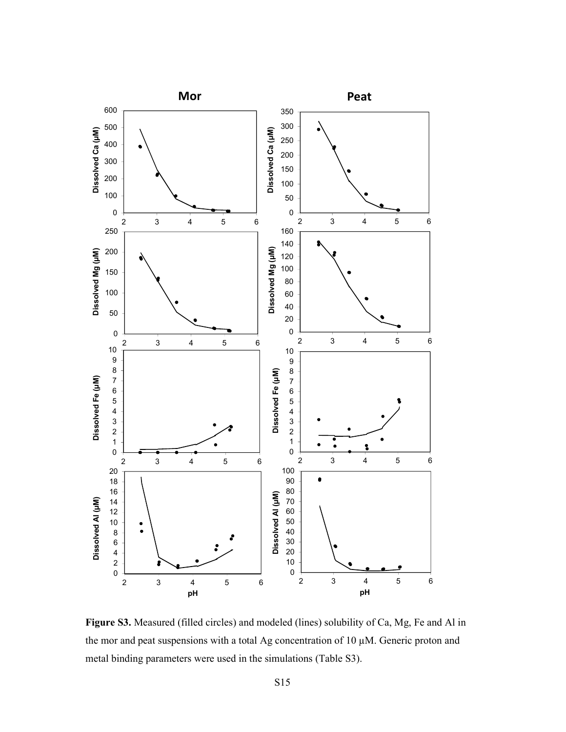**Figure S3.** Measured (filled circles) and modeled (lines) solubility of Ca, Mg, Fe and Al in the mor and peat suspensions with a total Ag concentration of 10 μM. Generic proton and metal binding parameters were used in the simulations (Table S3).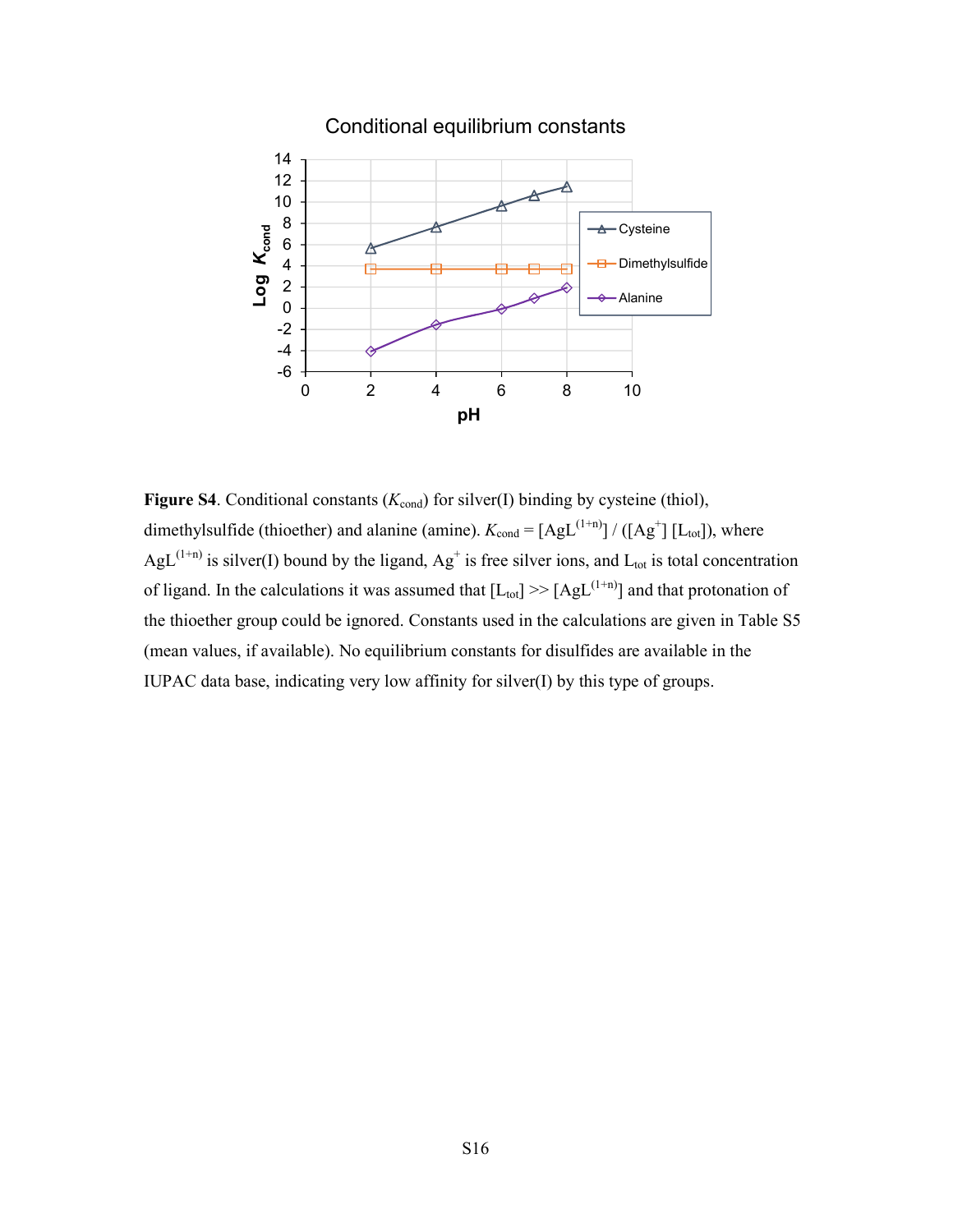**Figure S4**. Conditional constants ($K_{cond}$) for silver(I) binding by cysteine (thiol), dimethylsulfide (thioether) and alanine (amine). $K_{cond} = [AgL^{(1+n)}] / ([Ag^+] [L_{tot}])$, where $AgL^{(1+n)}$ is silver(I) bound by the ligand, $Ag^+$ is free silver ions, and $L_{tot}$ is total concentration of ligand. In the calculations it was assumed that $[L_{tot}] >> [AgL^{(1+n)}]$ and that protonation of the thioether group could be ignored. Constants used in the calculations are given in Table S5 (mean values, if available). No equilibrium constants for disulfides are available in the IUPAC data base, indicating very low affinity for silver(I) by this type of groups.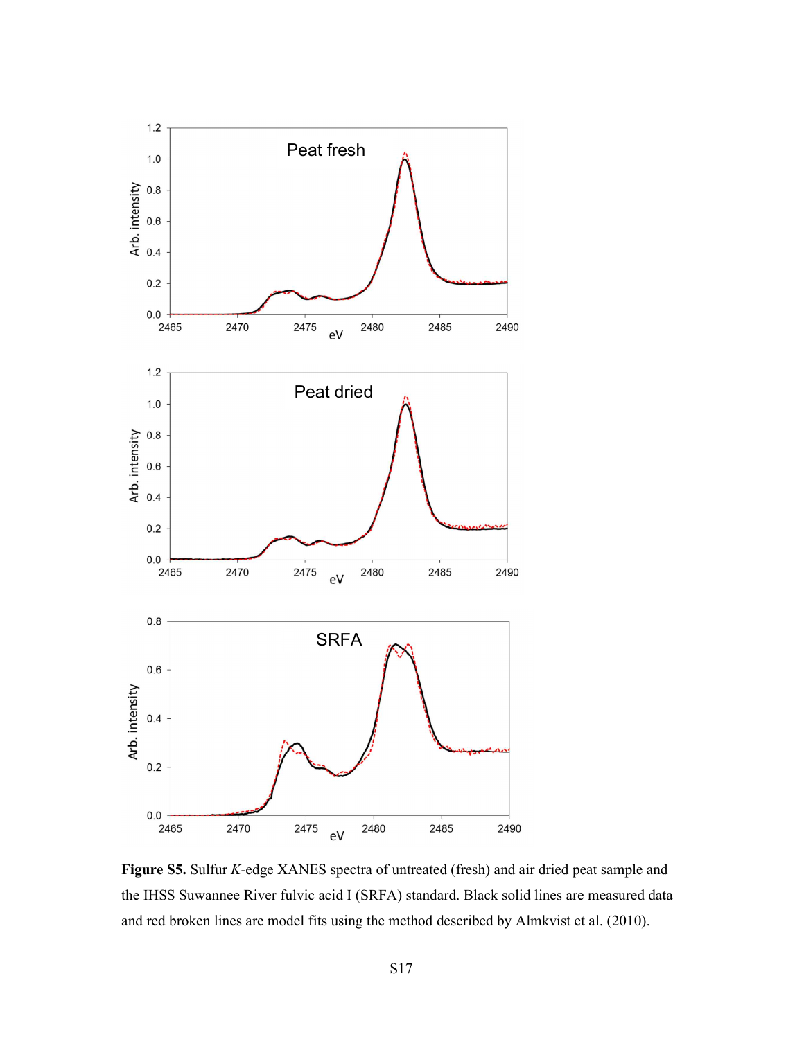**Figure S5.** Sulfur *K*-edge XANES spectra of untreated (fresh) and air dried peat sample and the IHSS Suwannee River fulvic acid I (SRFA) standard. Black solid lines are measured data and red broken lines are model fits using the method described by Almkvist et al. (2010).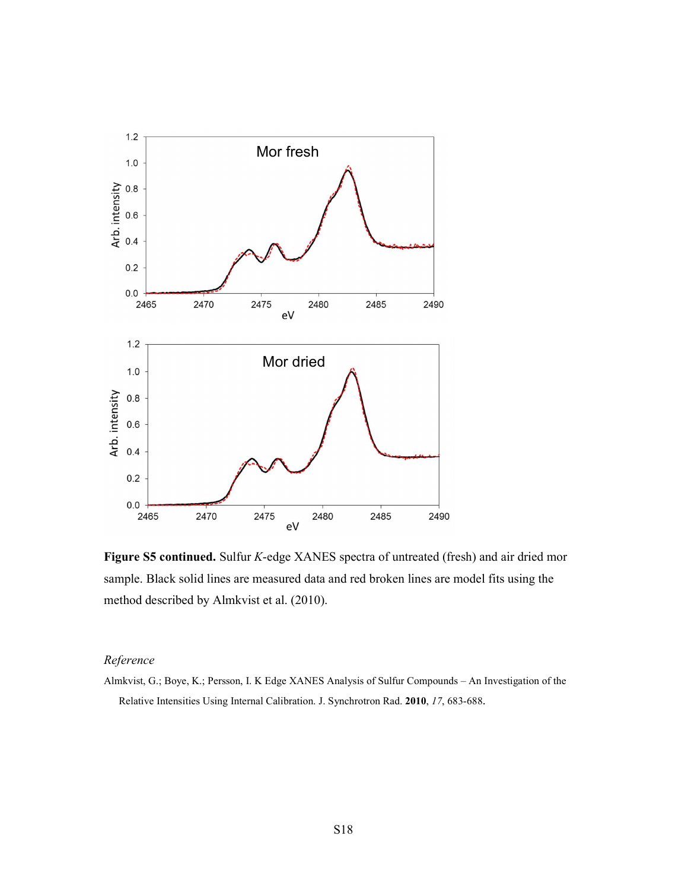**Figure S5 continued.** Sulfur *K*-edge XANES spectra of untreated (fresh) and air dried mor sample. Black solid lines are measured data and red broken lines are model fits using the method described by Almkvist et al. (2010).

*Reference*

Almkvist, G.; Boye, K.; Persson, I. K Edge XANES Analysis of Sulfur Compounds – An Investigation of the Relative Intensities Using Internal Calibration. J. Synchrotron Rad. **2010**, *17*, 683-688.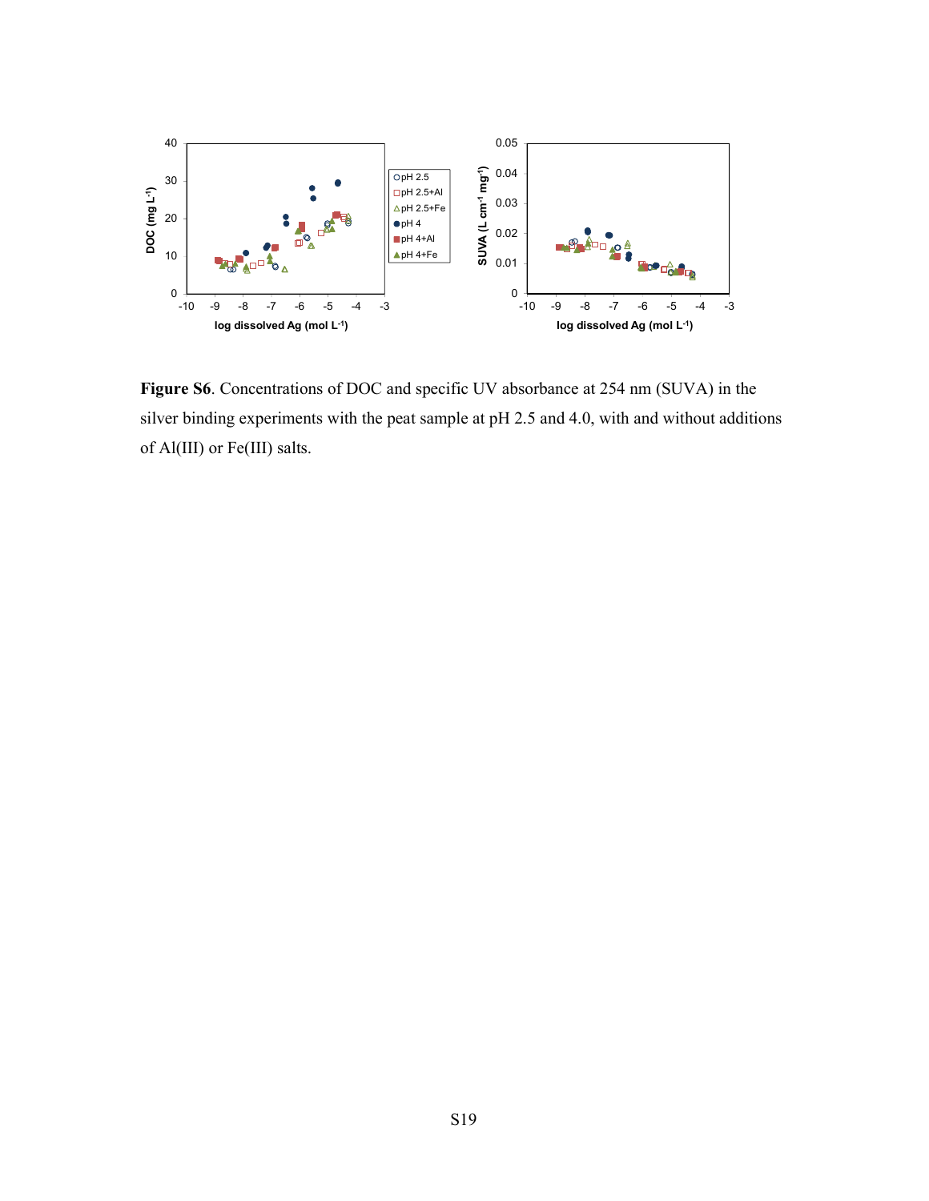DOC (mg L-1)
40
30
20
10
0
-10 -9 -8 -7 -6 -5 -4 -3
log dissolved Ag (mol L-1)

pH 2.5
pH 2.5+Al
pH 2.5+Fe
pH 4
pH 4+Al
pH 4+Fe

SUVA (L cm-1 mg-1)
0.05
0.04
0.03
0.02
0.01
0
-10 -9 -8 -7 -6 -5 -4 -3
log dissolved Ag (mol L-1)

**Figure S6**. Concentrations of DOC and specific UV absorbance at 254 nm (SUVA) in the silver binding experiments with the peat sample at pH 2.5 and 4.0, with and without additions of Al(III) or Fe(III) salts.